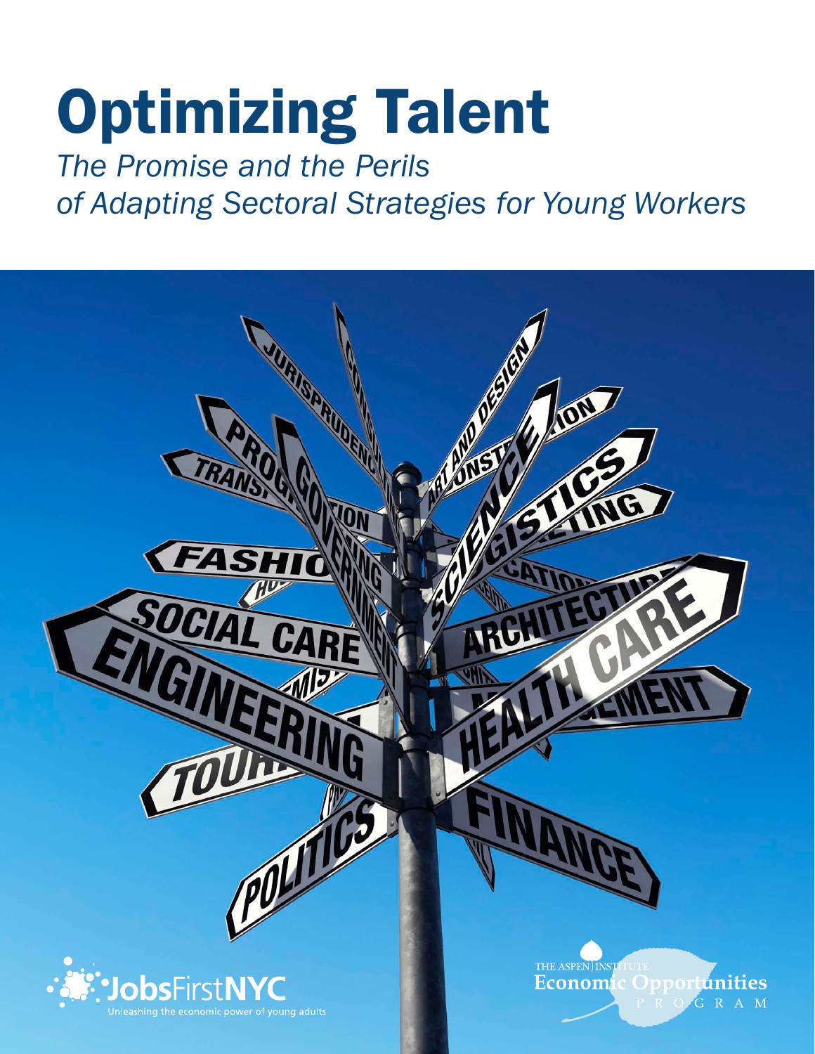# Optimizing Talent

*The Promise and the Perils of Adapting Sectoral Strategies for Young Workers*

JobsFirstNYC
Unleashing the economic power of young adults

The Aspen Institute
Economic Opportunities Program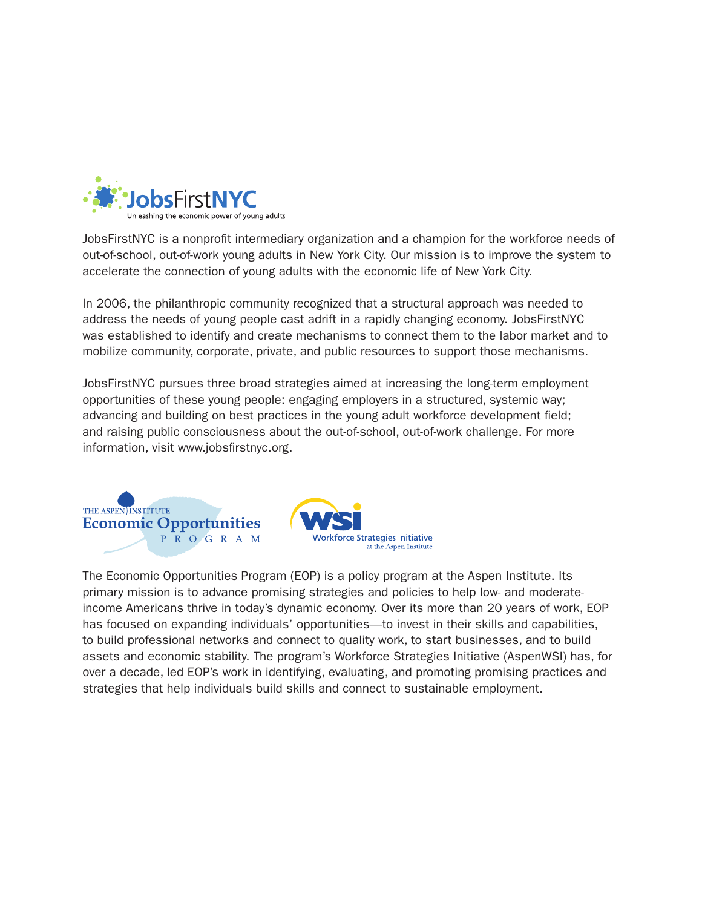JobsFirstNYC

Unleashing the economic power of young adults

JobsFirstNYC is a nonprofit intermediary organization and a champion for the workforce needs of out-of-school, out-of-work young adults in New York City. Our mission is to improve the system to accelerate the connection of young adults with the economic life of New York City.

In 2006, the philanthropic community recognized that a structural approach was needed to address the needs of young people cast adrift in a rapidly changing economy. JobsFirstNYC was established to identify and create mechanisms to connect them to the labor market and to mobilize community, corporate, private, and public resources to support those mechanisms.

JobsFirstNYC pursues three broad strategies aimed at increasing the long-term employment opportunities of these young people: engaging employers in a structured, systemic way; advancing and building on best practices in the young adult workforce development field; and raising public consciousness about the out-of-school, out-of-work challenge. For more information, visit www.jobsfirstnyc.org.

The Aspen Institute Economic Opportunities Program

WSI Workforce Strategies Initiative at the Aspen Institute

The Economic Opportunities Program (EOP) is a policy program at the Aspen Institute. Its primary mission is to advance promising strategies and policies to help low- and moderate-income Americans thrive in today's dynamic economy. Over its more than 20 years of work, EOP has focused on expanding individuals' opportunities—to invest in their skills and capabilities, to build professional networks and connect to quality work, to start businesses, and to build assets and economic stability. The program's Workforce Strategies Initiative (AspenWSI) has, for over a decade, led EOP's work in identifying, evaluating, and promoting promising practices and strategies that help individuals build skills and connect to sustainable employment.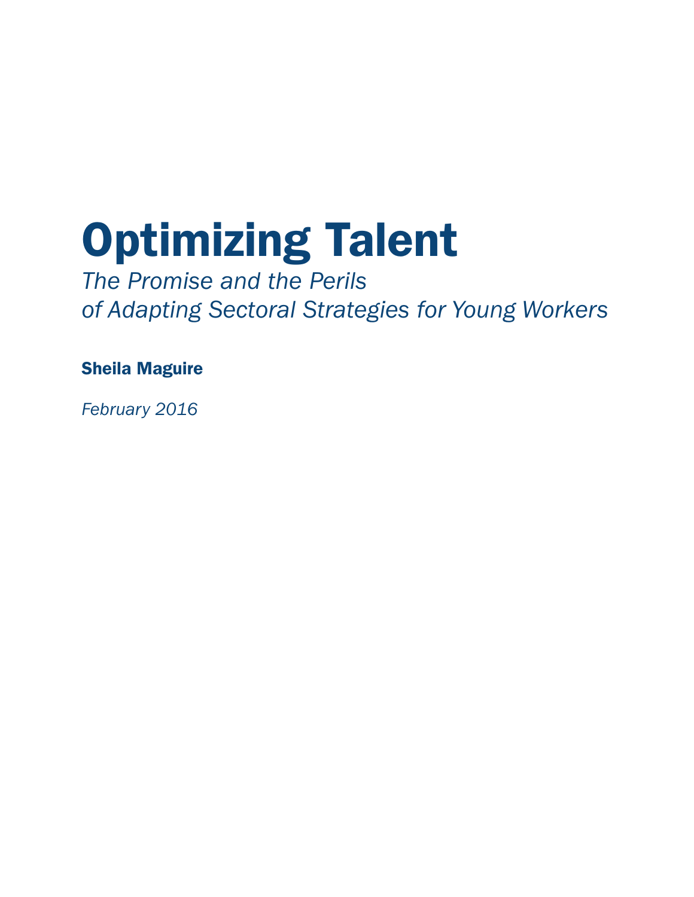# Optimizing Talent

*The Promise and the Perils of Adapting Sectoral Strategies for Young Workers*

**Sheila Maguire**

*February 2016*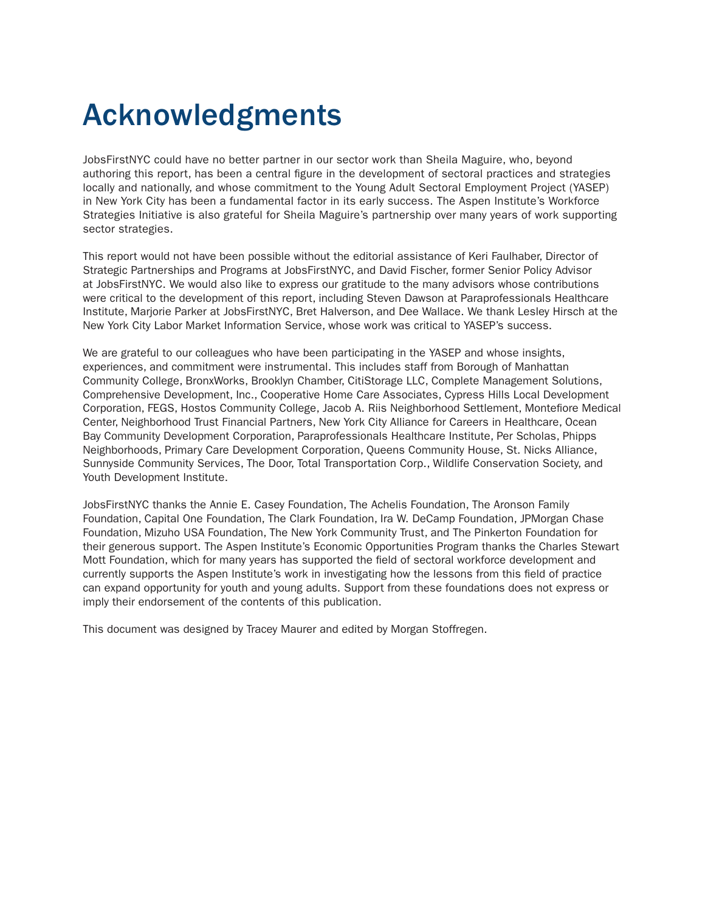# Acknowledgments

JobsFirstNYC could have no better partner in our sector work than Sheila Maguire, who, beyond authoring this report, has been a central figure in the development of sectoral practices and strategies locally and nationally, and whose commitment to the Young Adult Sectoral Employment Project (YASEP) in New York City has been a fundamental factor in its early success. The Aspen Institute's Workforce Strategies Initiative is also grateful for Sheila Maguire's partnership over many years of work supporting sector strategies.

This report would not have been possible without the editorial assistance of Keri Faulhaber, Director of Strategic Partnerships and Programs at JobsFirstNYC, and David Fischer, former Senior Policy Advisor at JobsFirstNYC. We would also like to express our gratitude to the many advisors whose contributions were critical to the development of this report, including Steven Dawson at Paraprofessionals Healthcare Institute, Marjorie Parker at JobsFirstNYC, Bret Halverson, and Dee Wallace. We thank Lesley Hirsch at the New York City Labor Market Information Service, whose work was critical to YASEP's success.

We are grateful to our colleagues who have been participating in the YASEP and whose insights, experiences, and commitment were instrumental. This includes staff from Borough of Manhattan Community College, BronxWorks, Brooklyn Chamber, CitiStorage LLC, Complete Management Solutions, Comprehensive Development, Inc., Cooperative Home Care Associates, Cypress Hills Local Development Corporation, FEGS, Hostos Community College, Jacob A. Riis Neighborhood Settlement, Montefiore Medical Center, Neighborhood Trust Financial Partners, New York City Alliance for Careers in Healthcare, Ocean Bay Community Development Corporation, Paraprofessionals Healthcare Institute, Per Scholas, Phipps Neighborhoods, Primary Care Development Corporation, Queens Community House, St. Nicks Alliance, Sunnyside Community Services, The Door, Total Transportation Corp., Wildlife Conservation Society, and Youth Development Institute.

JobsFirstNYC thanks the Annie E. Casey Foundation, The Achelis Foundation, The Aronson Family Foundation, Capital One Foundation, The Clark Foundation, Ira W. DeCamp Foundation, JPMorgan Chase Foundation, Mizuho USA Foundation, The New York Community Trust, and The Pinkerton Foundation for their generous support. The Aspen Institute's Economic Opportunities Program thanks the Charles Stewart Mott Foundation, which for many years has supported the field of sectoral workforce development and currently supports the Aspen Institute's work in investigating how the lessons from this field of practice can expand opportunity for youth and young adults. Support from these foundations does not express or imply their endorsement of the contents of this publication.

This document was designed by Tracey Maurer and edited by Morgan Stoffregen.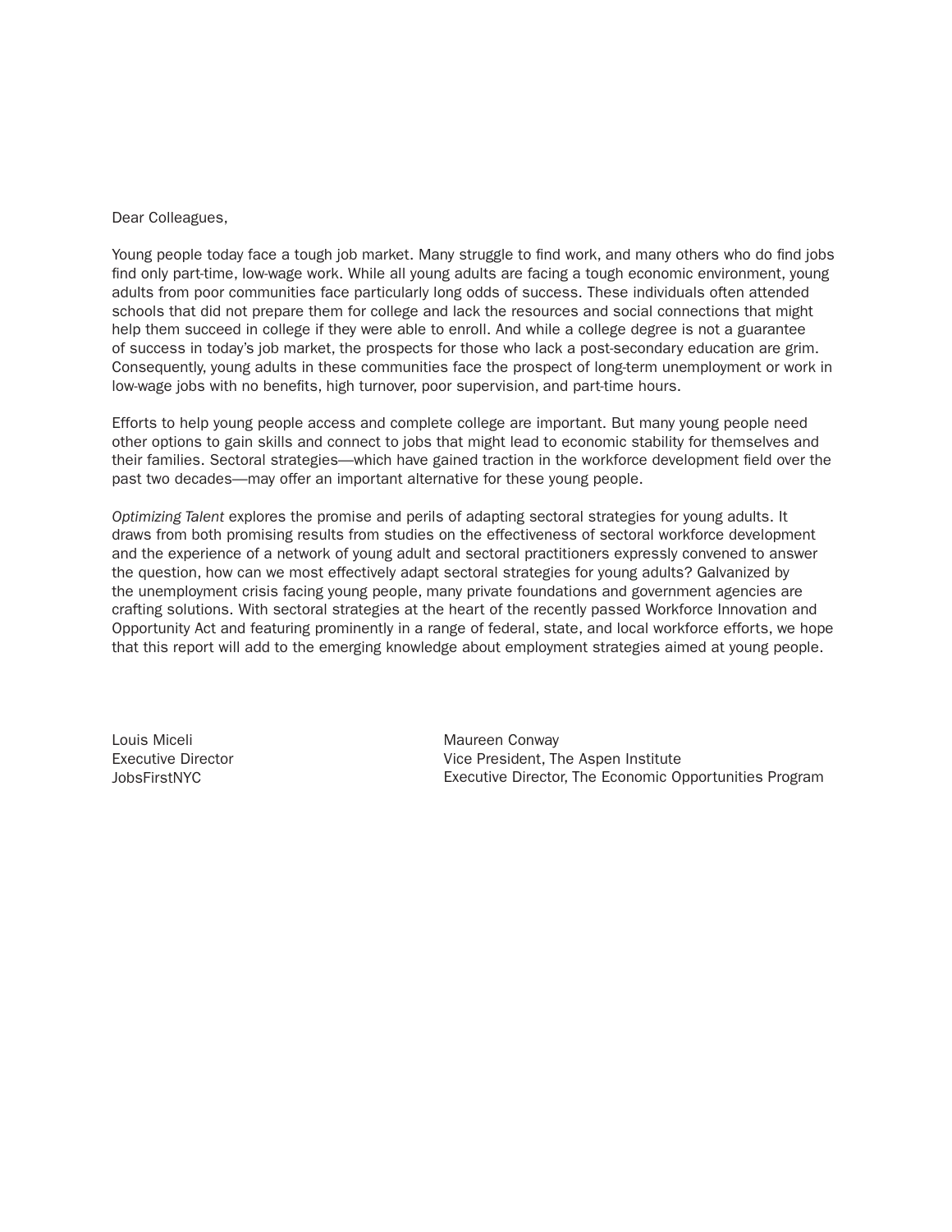Dear Colleagues,

Young people today face a tough job market. Many struggle to find work, and many others who do find jobs find only part-time, low-wage work. While all young adults are facing a tough economic environment, young adults from poor communities face particularly long odds of success. These individuals often attended schools that did not prepare them for college and lack the resources and social connections that might help them succeed in college if they were able to enroll. And while a college degree is not a guarantee of success in today's job market, the prospects for those who lack a post-secondary education are grim. Consequently, young adults in these communities face the prospect of long-term unemployment or work in low-wage jobs with no benefits, high turnover, poor supervision, and part-time hours.

Efforts to help young people access and complete college are important. But many young people need other options to gain skills and connect to jobs that might lead to economic stability for themselves and their families. Sectoral strategies—which have gained traction in the workforce development field over the past two decades—may offer an important alternative for these young people.

*Optimizing Talent* explores the promise and perils of adapting sectoral strategies for young adults. It draws from both promising results from studies on the effectiveness of sectoral workforce development and the experience of a network of young adult and sectoral practitioners expressly convened to answer the question, how can we most effectively adapt sectoral strategies for young adults? Galvanized by the unemployment crisis facing young people, many private foundations and government agencies are crafting solutions. With sectoral strategies at the heart of the recently passed Workforce Innovation and Opportunity Act and featuring prominently in a range of federal, state, and local workforce efforts, we hope that this report will add to the emerging knowledge about employment strategies aimed at young people.

Louis Miceli
Executive Director
JobsFirstNYC

Maureen Conway
Vice President, The Aspen Institute
Executive Director, The Economic Opportunities Program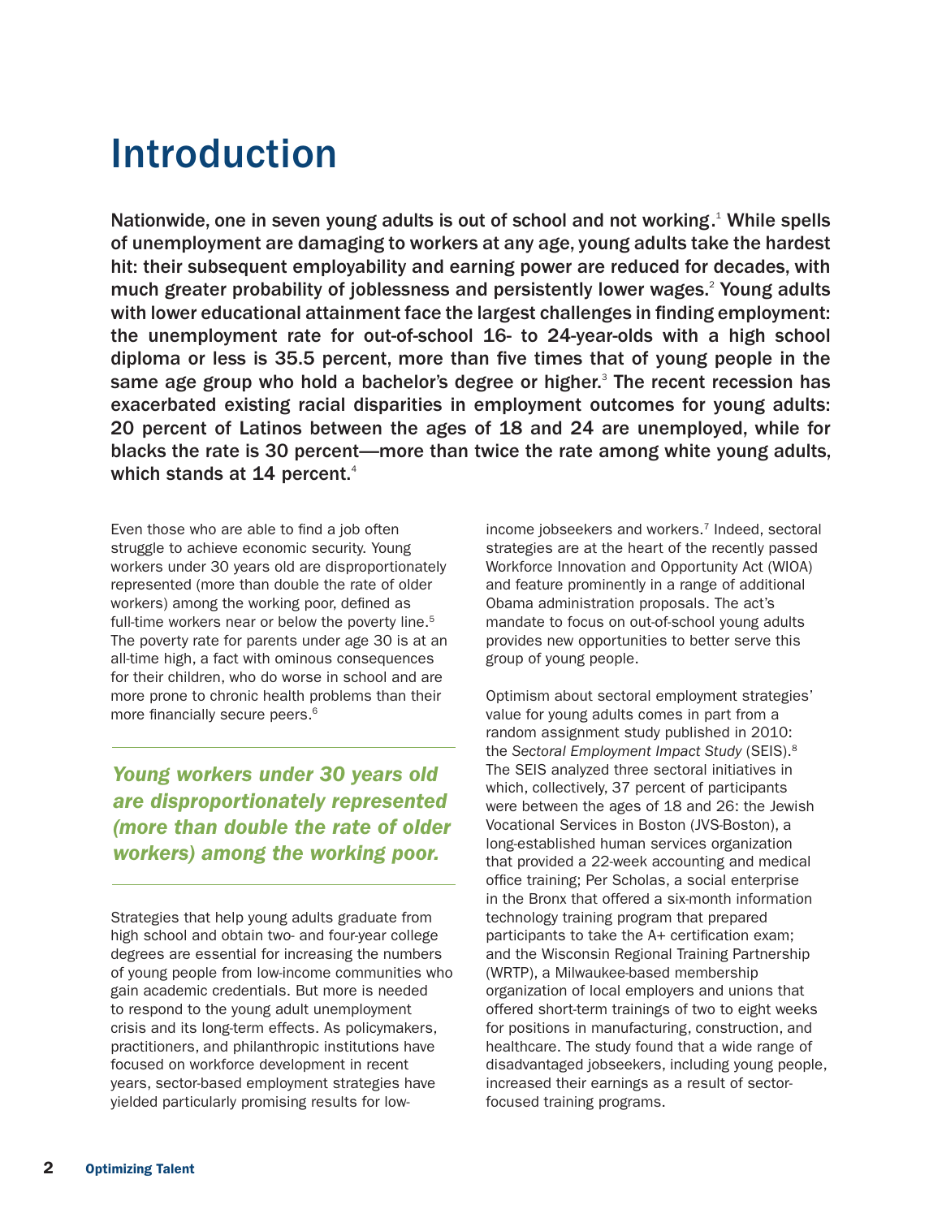# Introduction

**Nationwide, one in seven young adults is out of school and not working.[1] While spells of unemployment are damaging to workers at any age, young adults take the hardest hit: their subsequent employability and earning power are reduced for decades, with much greater probability of joblessness and persistently lower wages.[2] Young adults with lower educational attainment face the largest challenges in finding employment: the unemployment rate for out-of-school 16- to 24-year-olds with a high school diploma or less is 35.5 percent, more than five times that of young people in the same age group who hold a bachelor's degree or higher.[3] The recent recession has exacerbated existing racial disparities in employment outcomes for young adults: 20 percent of Latinos between the ages of 18 and 24 are unemployed, while for blacks the rate is 30 percent—more than twice the rate among white young adults, which stands at 14 percent.[4]**

Even those who are able to find a job often struggle to achieve economic security. Young workers under 30 years old are disproportionately represented (more than double the rate of older workers) among the working poor, defined as full-time workers near or below the poverty line.[5] The poverty rate for parents under age 30 is at an all-time high, a fact with ominous consequences for their children, who do worse in school and are more prone to chronic health problems than their more financially secure peers.[6]

> ***Young workers under 30 years old are disproportionately represented (more than double the rate of older workers) among the working poor.***

Strategies that help young adults graduate from high school and obtain two- and four-year college degrees are essential for increasing the numbers of young people from low-income communities who gain academic credentials. But more is needed to respond to the young adult unemployment crisis and its long-term effects. As policymakers, practitioners, and philanthropic institutions have focused on workforce development in recent years, sector-based employment strategies have yielded particularly promising results for low-income jobseekers and workers.[7] Indeed, sectoral strategies are at the heart of the recently passed Workforce Innovation and Opportunity Act (WIOA) and feature prominently in a range of additional Obama administration proposals. The act's mandate to focus on out-of-school young adults provides new opportunities to better serve this group of young people.

Optimism about sectoral employment strategies' value for young adults comes in part from a random assignment study published in 2010: the *Sectoral Employment Impact Study* (SEIS).[8] The SEIS analyzed three sectoral initiatives in which, collectively, 37 percent of participants were between the ages of 18 and 26: the Jewish Vocational Services in Boston (JVS-Boston), a long-established human services organization that provided a 22-week accounting and medical office training; Per Scholas, a social enterprise in the Bronx that offered a six-month information technology training program that prepared participants to take the A+ certification exam; and the Wisconsin Regional Training Partnership (WRTP), a Milwaukee-based membership organization of local employers and unions that offered short-term trainings of two to eight weeks for positions in manufacturing, construction, and healthcare. The study found that a wide range of disadvantaged jobseekers, including young people, increased their earnings as a result of sector-focused training programs.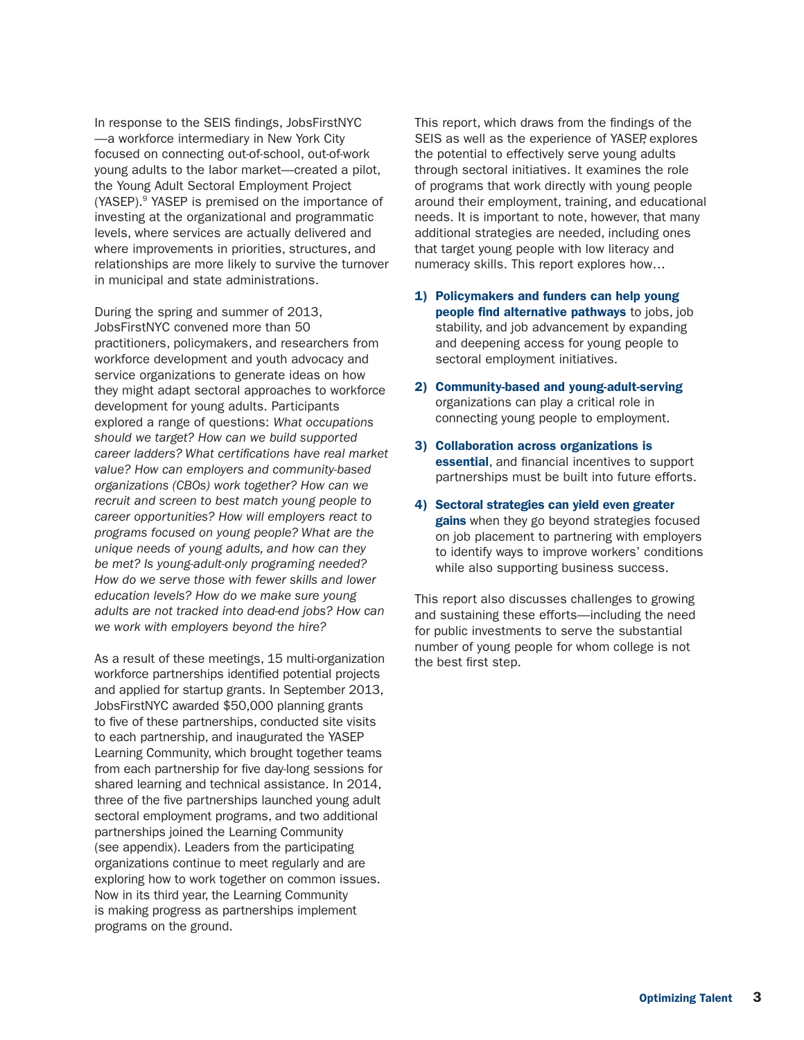In response to the SEIS findings, JobsFirstNYC—a workforce intermediary in New York City focused on connecting out-of-school, out-of-work young adults to the labor market—created a pilot, the Young Adult Sectoral Employment Project (YASEP).[9] YASEP is premised on the importance of investing at the organizational and programmatic levels, where services are actually delivered and where improvements in priorities, structures, and relationships are more likely to survive the turnover in municipal and state administrations.

During the spring and summer of 2013, JobsFirstNYC convened more than 50 practitioners, policymakers, and researchers from workforce development and youth advocacy and service organizations to generate ideas on how they might adapt sectoral approaches to workforce development for young adults. Participants explored a range of questions: *What occupations should we target? How can we build supported career ladders? What certifications have real market value? How can employers and community-based organizations (CBOs) work together? How can we recruit and screen to best match young people to career opportunities? How will employers react to programs focused on young people? What are the unique needs of young adults, and how can they be met? Is young-adult-only programing needed? How do we serve those with fewer skills and lower education levels? How do we make sure young adults are not tracked into dead-end jobs? How can we work with employers beyond the hire?*

As a result of these meetings, 15 multi-organization workforce partnerships identified potential projects and applied for startup grants. In September 2013, JobsFirstNYC awarded $50,000 planning grants to five of these partnerships, conducted site visits to each partnership, and inaugurated the YASEP Learning Community, which brought together teams from each partnership for five day-long sessions for shared learning and technical assistance. In 2014, three of the five partnerships launched young adult sectoral employment programs, and two additional partnerships joined the Learning Community (see appendix). Leaders from the participating organizations continue to meet regularly and are exploring how to work together on common issues. Now in its third year, the Learning Community is making progress as partnerships implement programs on the ground.

This report, which draws from the findings of the SEIS as well as the experience of YASEP, explores the potential to effectively serve young adults through sectoral initiatives. It examines the role of programs that work directly with young people around their employment, training, and educational needs. It is important to note, however, that many additional strategies are needed, including ones that target young people with low literacy and numeracy skills. This report explores how…

1) **Policymakers and funders can help young people find alternative pathways** to jobs, job stability, and job advancement by expanding and deepening access for young people to sectoral employment initiatives.
2) **Community-based and young-adult-serving** organizations can play a critical role in connecting young people to employment.
3) **Collaboration across organizations is essential**, and financial incentives to support partnerships must be built into future efforts.
4) **Sectoral strategies can yield even greater gains** when they go beyond strategies focused on job placement to partnering with employers to identify ways to improve workers' conditions while also supporting business success.

This report also discusses challenges to growing and sustaining these efforts—including the need for public investments to serve the substantial number of young people for whom college is not the best first step.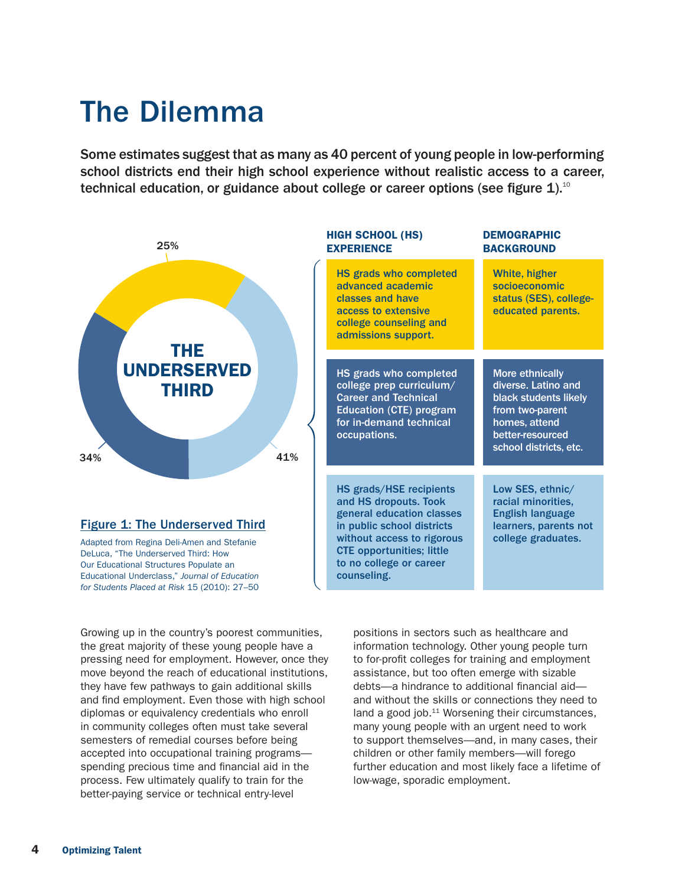# The Dilemma

**Some estimates suggest that as many as 40 percent of young people in low-performing school districts end their high school experience without realistic access to a career, technical education, or guidance about college or career options (see figure 1).[10]**

THE UNDERSERVED THIRD

25%

34%

41%

| Share | HIGH SCHOOL (HS) EXPERIENCE | DEMOGRAPHIC BACKGROUND |
|---|---|---|
| 25% | HS grads who completed advanced academic classes and have access to extensive college counseling and admissions support. | White, higher socioeconomic status (SES), college-educated parents. |
| 34% | HS grads who completed college prep curriculum/ Career and Technical Education (CTE) program for in-demand technical occupations. | More ethnically diverse. Latino and black students likely from two-parent homes, attend better-resourced school districts, etc. |
| 41% | HS grads/HSE recipients and HS dropouts. Took general education classes in public school districts without access to rigorous CTE opportunities; little to no college or career counseling. | Low SES, ethnic/ racial minorities, English language learners, parents not college graduates. |

**Figure 1: The Underserved Third**

Adapted from Regina Deli-Amen and Stefanie DeLuca, "The Underserved Third: How Our Educational Structures Populate an Educational Underclass," *Journal of Education for Students Placed at Risk* 15 (2010): 27–50

Growing up in the country's poorest communities, the great majority of these young people have a pressing need for employment. However, once they move beyond the reach of educational institutions, they have few pathways to gain additional skills and find employment. Even those with high school diplomas or equivalency credentials who enroll in community colleges often must take several semesters of remedial courses before being accepted into occupational training programs—spending precious time and financial aid in the process. Few ultimately qualify to train for the better-paying service or technical entry-level positions in sectors such as healthcare and information technology. Other young people turn to for-profit colleges for training and employment assistance, but too often emerge with sizable debts—a hindrance to additional financial aid—and without the skills or connections they need to land a good job.[11] Worsening their circumstances, many young people with an urgent need to work to support themselves—and, in many cases, their children or other family members—will forego further education and most likely face a lifetime of low-wage, sporadic employment.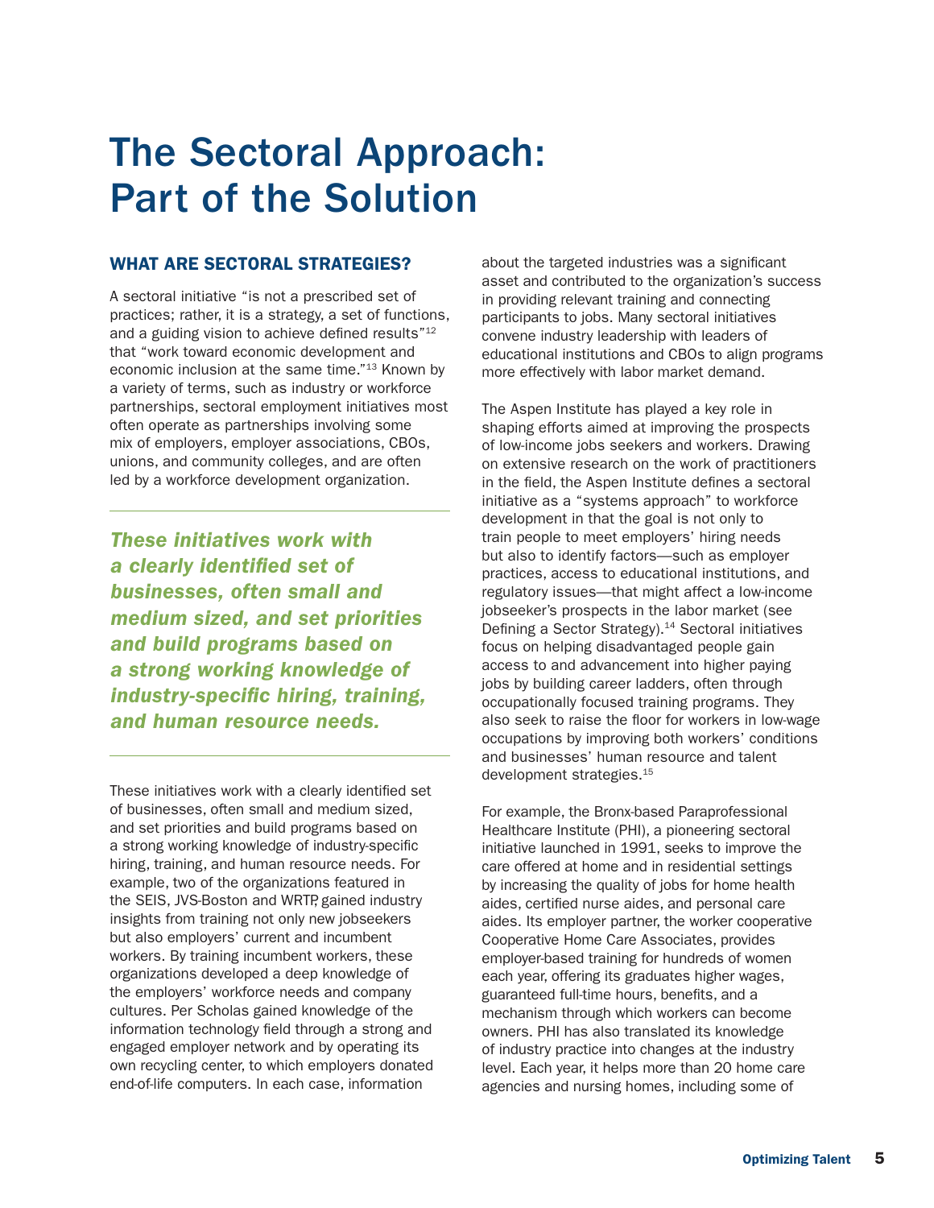# The Sectoral Approach: Part of the Solution

## WHAT ARE SECTORAL STRATEGIES?

A sectoral initiative "is not a prescribed set of practices; rather, it is a strategy, a set of functions, and a guiding vision to achieve defined results"[12] that "work toward economic development and economic inclusion at the same time."[13] Known by a variety of terms, such as industry or workforce partnerships, sectoral employment initiatives most often operate as partnerships involving some mix of employers, employer associations, CBOs, unions, and community colleges, and are often led by a workforce development organization.

***These initiatives work with a clearly identified set of businesses, often small and medium sized, and set priorities and build programs based on a strong working knowledge of industry-specific hiring, training, and human resource needs.***

These initiatives work with a clearly identified set of businesses, often small and medium sized, and set priorities and build programs based on a strong working knowledge of industry-specific hiring, training, and human resource needs. For example, two of the organizations featured in the SEIS, JVS-Boston and WRTP, gained industry insights from training not only new jobseekers but also employers' current and incumbent workers. By training incumbent workers, these organizations developed a deep knowledge of the employers' workforce needs and company cultures. Per Scholas gained knowledge of the information technology field through a strong and engaged employer network and by operating its own recycling center, to which employers donated end-of-life computers. In each case, information about the targeted industries was a significant asset and contributed to the organization's success in providing relevant training and connecting participants to jobs. Many sectoral initiatives convene industry leadership with leaders of educational institutions and CBOs to align programs more effectively with labor market demand.

The Aspen Institute has played a key role in shaping efforts aimed at improving the prospects of low-income jobs seekers and workers. Drawing on extensive research on the work of practitioners in the field, the Aspen Institute defines a sectoral initiative as a "systems approach" to workforce development in that the goal is not only to train people to meet employers' hiring needs but also to identify factors—such as employer practices, access to educational institutions, and regulatory issues—that might affect a low-income jobseeker's prospects in the labor market (see Defining a Sector Strategy).[14] Sectoral initiatives focus on helping disadvantaged people gain access to and advancement into higher paying jobs by building career ladders, often through occupationally focused training programs. They also seek to raise the floor for workers in low-wage occupations by improving both workers' conditions and businesses' human resource and talent development strategies.[15]

For example, the Bronx-based Paraprofessional Healthcare Institute (PHI), a pioneering sectoral initiative launched in 1991, seeks to improve the care offered at home and in residential settings by increasing the quality of jobs for home health aides, certified nurse aides, and personal care aides. Its employer partner, the worker cooperative Cooperative Home Care Associates, provides employer-based training for hundreds of women each year, offering its graduates higher wages, guaranteed full-time hours, benefits, and a mechanism through which workers can become owners. PHI has also translated its knowledge of industry practice into changes at the industry level. Each year, it helps more than 20 home care agencies and nursing homes, including some of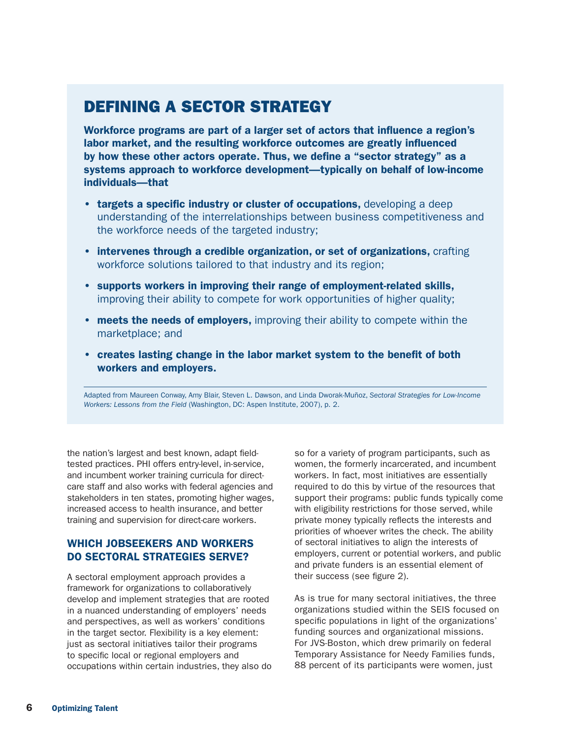## DEFINING A SECTOR STRATEGY

**Workforce programs are part of a larger set of actors that influence a region's labor market, and the resulting workforce outcomes are greatly influenced by how these other actors operate. Thus, we define a "sector strategy" as a systems approach to workforce development—typically on behalf of low-income individuals—that**

- **targets a specific industry or cluster of occupations,** developing a deep understanding of the interrelationships between business competitiveness and the workforce needs of the targeted industry;
- **intervenes through a credible organization, or set of organizations,** crafting workforce solutions tailored to that industry and its region;
- **supports workers in improving their range of employment-related skills,** improving their ability to compete for work opportunities of higher quality;
- **meets the needs of employers,** improving their ability to compete within the marketplace; and
- **creates lasting change in the labor market system to the benefit of both workers and employers.**

Adapted from Maureen Conway, Amy Blair, Steven L. Dawson, and Linda Dworak-Muñoz, *Sectoral Strategies for Low-Income Workers: Lessons from the Field* (Washington, DC: Aspen Institute, 2007), p. 2.

the nation's largest and best known, adapt field-tested practices. PHI offers entry-level, in-service, and incumbent worker training curricula for direct-care staff and also works with federal agencies and stakeholders in ten states, promoting higher wages, increased access to health insurance, and better training and supervision for direct-care workers.

### WHICH JOBSEEKERS AND WORKERS DO SECTORAL STRATEGIES SERVE?

A sectoral employment approach provides a framework for organizations to collaboratively develop and implement strategies that are rooted in a nuanced understanding of employers' needs and perspectives, as well as workers' conditions in the target sector. Flexibility is a key element: just as sectoral initiatives tailor their programs to specific local or regional employers and occupations within certain industries, they also do so for a variety of program participants, such as women, the formerly incarcerated, and incumbent workers. In fact, most initiatives are essentially required to do this by virtue of the resources that support their programs: public funds typically come with eligibility restrictions for those served, while private money typically reflects the interests and priorities of whoever writes the check. The ability of sectoral initiatives to align the interests of employers, current or potential workers, and public and private funders is an essential element of their success (see figure 2).

As is true for many sectoral initiatives, the three organizations studied within the SEIS focused on specific populations in light of the organizations' funding sources and organizational missions. For JVS-Boston, which drew primarily on federal Temporary Assistance for Needy Families funds, 88 percent of its participants were women, just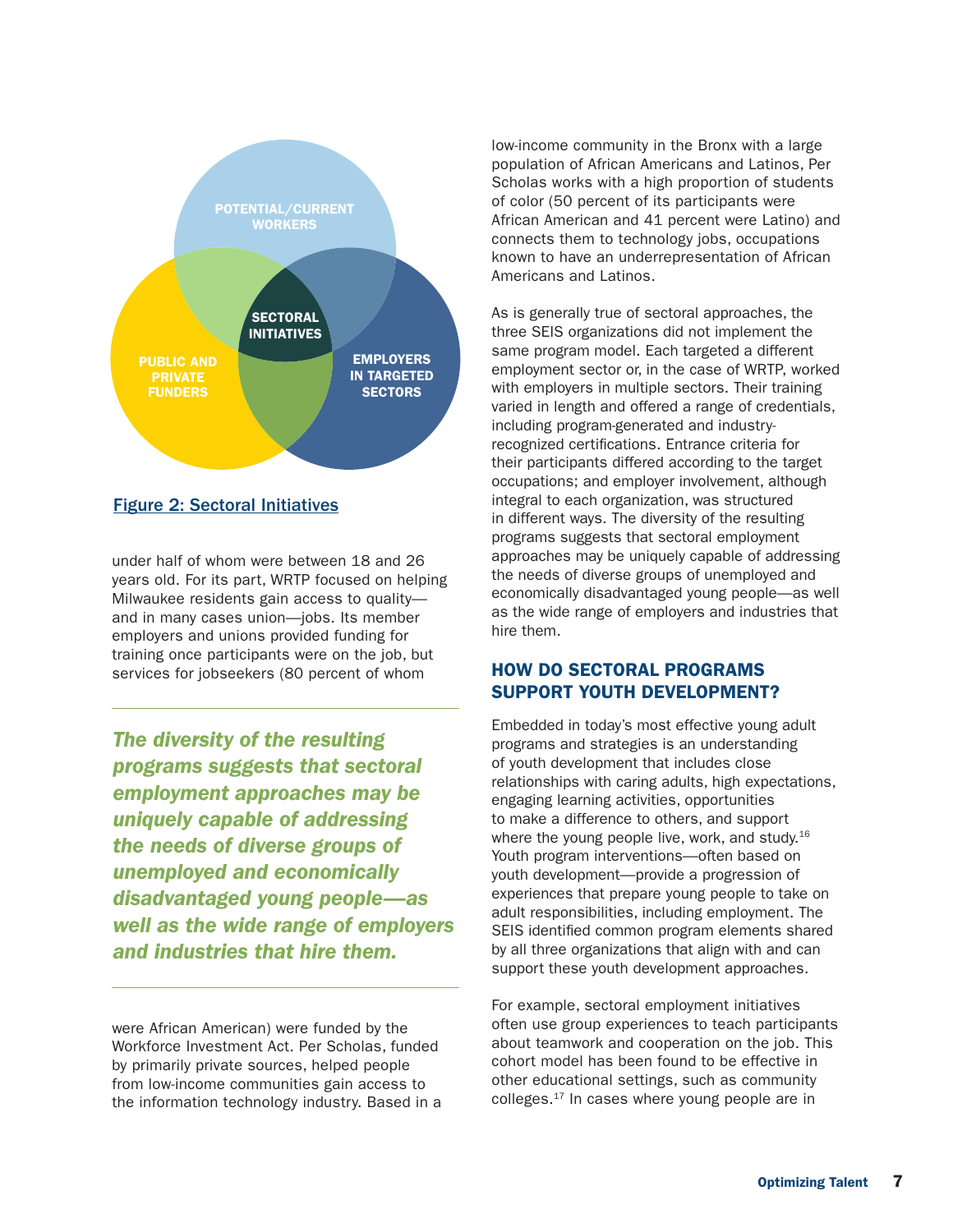POTENTIAL/CURRENT WORKERS

SECTORAL INITIATIVES

PUBLIC AND PRIVATE FUNDERS

EMPLOYERS IN TARGETED SECTORS

**Figure 2: Sectoral Initiatives**

under half of whom were between 18 and 26 years old. For its part, WRTP focused on helping Milwaukee residents gain access to quality—and in many cases union—jobs. Its member employers and unions provided funding for training once participants were on the job, but services for jobseekers (80 percent of whom were African American) were funded by the Workforce Investment Act. Per Scholas, funded by primarily private sources, helped people from low-income communities gain access to the information technology industry. Based in a low-income community in the Bronx with a large population of African Americans and Latinos, Per Scholas works with a high proportion of students of color (50 percent of its participants were African American and 41 percent were Latino) and connects them to technology jobs, occupations known to have an underrepresentation of African Americans and Latinos.

> ***The diversity of the resulting programs suggests that sectoral employment approaches may be uniquely capable of addressing the needs of diverse groups of unemployed and economically disadvantaged young people—as well as the wide range of employers and industries that hire them.***

As is generally true of sectoral approaches, the three SEIS organizations did not implement the same program model. Each targeted a different employment sector or, in the case of WRTP, worked with employers in multiple sectors. Their training varied in length and offered a range of credentials, including program-generated and industry-recognized certifications. Entrance criteria for their participants differed according to the target occupations; and employer involvement, although integral to each organization, was structured in different ways. The diversity of the resulting programs suggests that sectoral employment approaches may be uniquely capable of addressing the needs of diverse groups of unemployed and economically disadvantaged young people—as well as the wide range of employers and industries that hire them.

## HOW DO SECTORAL PROGRAMS SUPPORT YOUTH DEVELOPMENT?

Embedded in today's most effective young adult programs and strategies is an understanding of youth development that includes close relationships with caring adults, high expectations, engaging learning activities, opportunities to make a difference to others, and support where the young people live, work, and study.[16] Youth program interventions—often based on youth development—provide a progression of experiences that prepare young people to take on adult responsibilities, including employment. The SEIS identified common program elements shared by all three organizations that align with and can support these youth development approaches.

For example, sectoral employment initiatives often use group experiences to teach participants about teamwork and cooperation on the job. This cohort model has been found to be effective in other educational settings, such as community colleges.[17] In cases where young people are in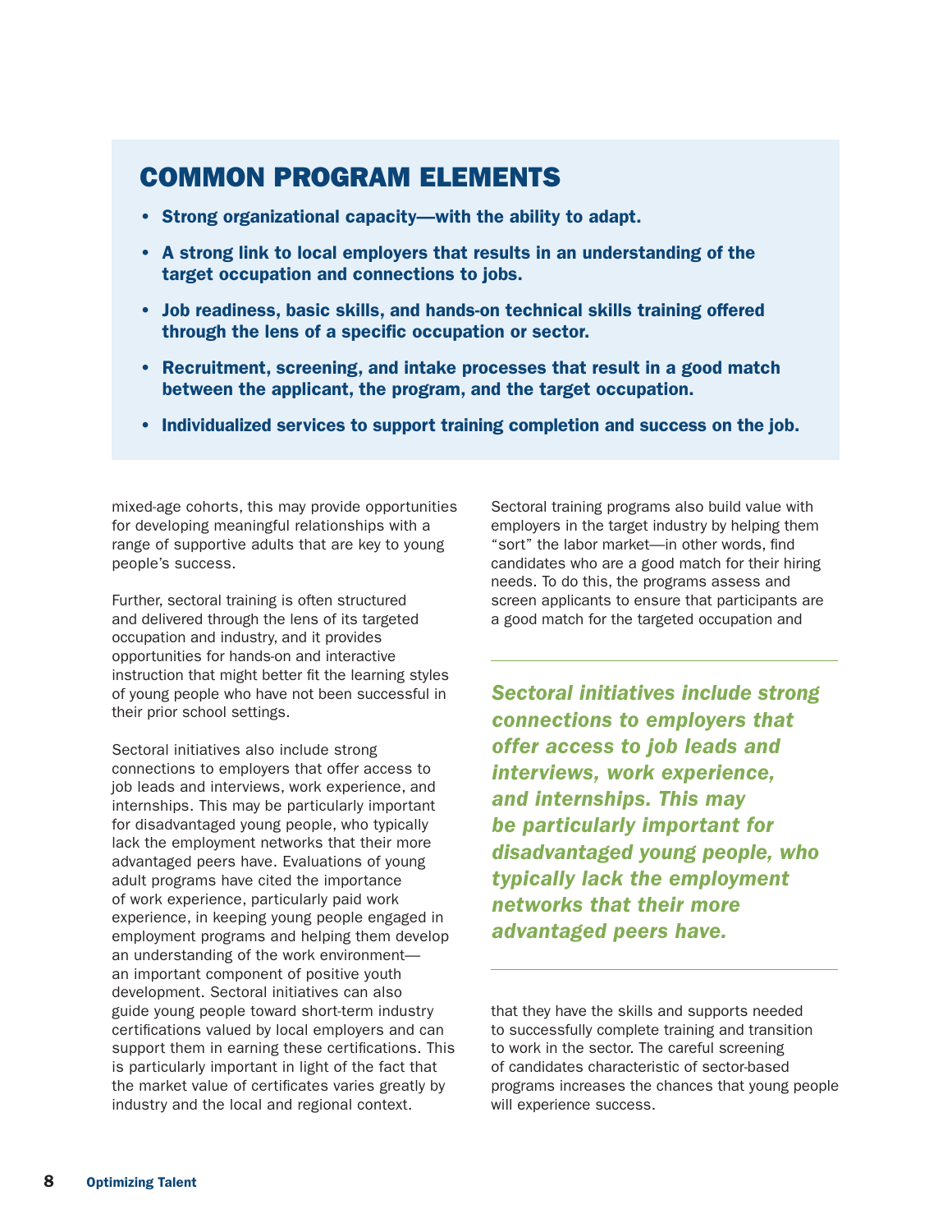## COMMON PROGRAM ELEMENTS

- **Strong organizational capacity—with the ability to adapt.**
- **A strong link to local employers that results in an understanding of the target occupation and connections to jobs.**
- **Job readiness, basic skills, and hands-on technical skills training offered through the lens of a specific occupation or sector.**
- **Recruitment, screening, and intake processes that result in a good match between the applicant, the program, and the target occupation.**
- **Individualized services to support training completion and success on the job.**

mixed-age cohorts, this may provide opportunities for developing meaningful relationships with a range of supportive adults that are key to young people's success.

Further, sectoral training is often structured and delivered through the lens of its targeted occupation and industry, and it provides opportunities for hands-on and interactive instruction that might better fit the learning styles of young people who have not been successful in their prior school settings.

Sectoral initiatives also include strong connections to employers that offer access to job leads and interviews, work experience, and internships. This may be particularly important for disadvantaged young people, who typically lack the employment networks that their more advantaged peers have. Evaluations of young adult programs have cited the importance of work experience, particularly paid work experience, in keeping young people engaged in employment programs and helping them develop an understanding of the work environment—an important component of positive youth development. Sectoral initiatives can also guide young people toward short-term industry certifications valued by local employers and can support them in earning these certifications. This is particularly important in light of the fact that the market value of certificates varies greatly by industry and the local and regional context.

Sectoral training programs also build value with employers in the target industry by helping them "sort" the labor market—in other words, find candidates who are a good match for their hiring needs. To do this, the programs assess and screen applicants to ensure that participants are a good match for the targeted occupation and that they have the skills and supports needed to successfully complete training and transition to work in the sector. The careful screening of candidates characteristic of sector-based programs increases the chances that young people will experience success.

> ***Sectoral initiatives include strong connections to employers that offer access to job leads and interviews, work experience, and internships. This may be particularly important for disadvantaged young people, who typically lack the employment networks that their more advantaged peers have.***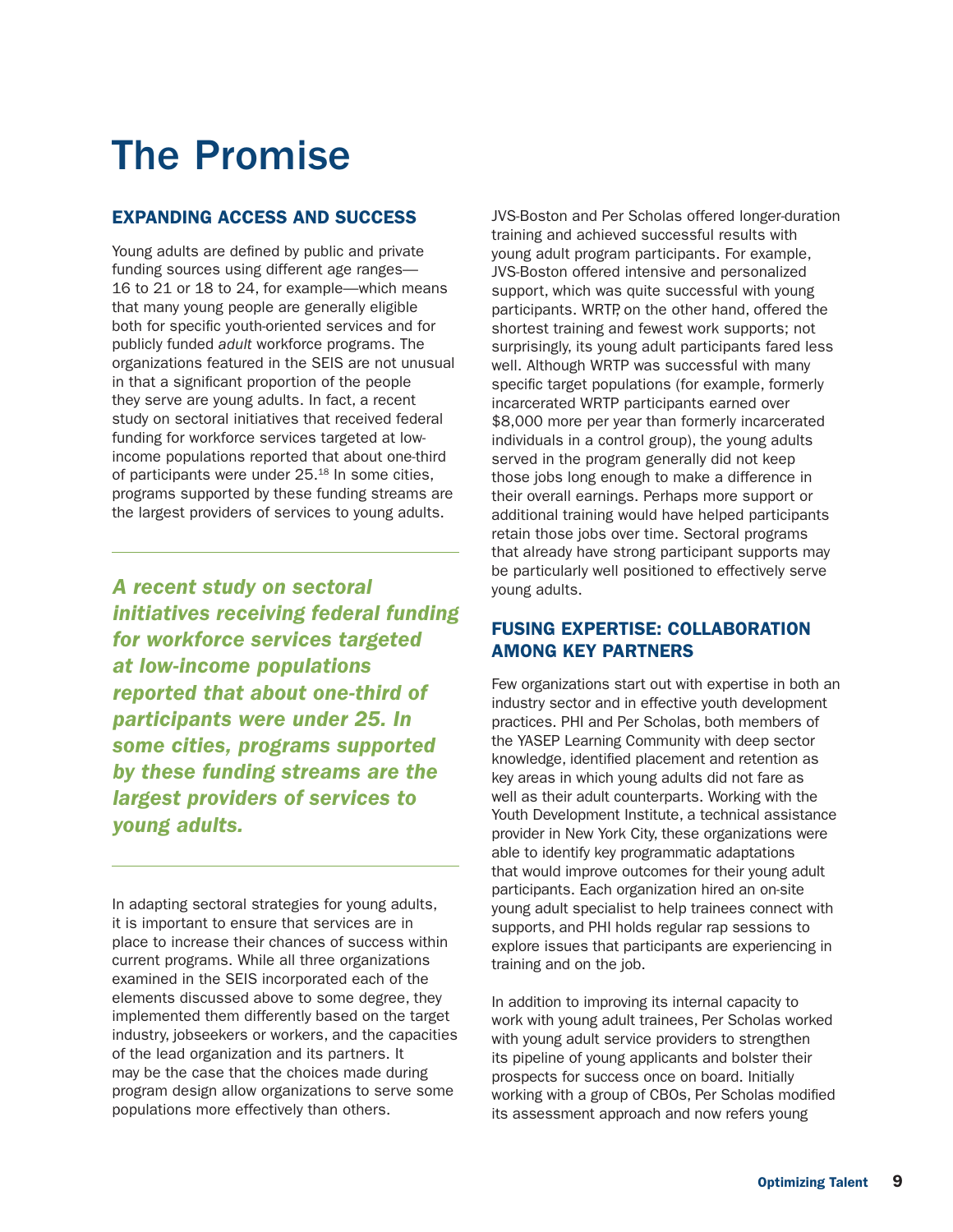# The Promise

## EXPANDING ACCESS AND SUCCESS

Young adults are defined by public and private funding sources using different age ranges—16 to 21 or 18 to 24, for example—which means that many young people are generally eligible both for specific youth-oriented services and for publicly funded *adult* workforce programs. The organizations featured in the SEIS are not unusual in that a significant proportion of the people they serve are young adults. In fact, a recent study on sectoral initiatives that received federal funding for workforce services targeted at low-income populations reported that about one-third of participants were under 25.[18] In some cities, programs supported by these funding streams are the largest providers of services to young adults.

> ***A recent study on sectoral initiatives receiving federal funding for workforce services targeted at low-income populations reported that about one-third of participants were under 25. In some cities, programs supported by these funding streams are the largest providers of services to young adults.***

In adapting sectoral strategies for young adults, it is important to ensure that services are in place to increase their chances of success within current programs. While all three organizations examined in the SEIS incorporated each of the elements discussed above to some degree, they implemented them differently based on the target industry, jobseekers or workers, and the capacities of the lead organization and its partners. It may be the case that the choices made during program design allow organizations to serve some populations more effectively than others.

JVS-Boston and Per Scholas offered longer-duration training and achieved successful results with young adult program participants. For example, JVS-Boston offered intensive and personalized support, which was quite successful with young participants. WRTP, on the other hand, offered the shortest training and fewest work supports; not surprisingly, its young adult participants fared less well. Although WRTP was successful with many specific target populations (for example, formerly incarcerated WRTP participants earned over $8,000 more per year than formerly incarcerated individuals in a control group), the young adults served in the program generally did not keep those jobs long enough to make a difference in their overall earnings. Perhaps more support or additional training would have helped participants retain those jobs over time. Sectoral programs that already have strong participant supports may be particularly well positioned to effectively serve young adults.

## FUSING EXPERTISE: COLLABORATION AMONG KEY PARTNERS

Few organizations start out with expertise in both an industry sector and in effective youth development practices. PHI and Per Scholas, both members of the YASEP Learning Community with deep sector knowledge, identified placement and retention as key areas in which young adults did not fare as well as their adult counterparts. Working with the Youth Development Institute, a technical assistance provider in New York City, these organizations were able to identify key programmatic adaptations that would improve outcomes for their young adult participants. Each organization hired an on-site young adult specialist to help trainees connect with supports, and PHI holds regular rap sessions to explore issues that participants are experiencing in training and on the job.

In addition to improving its internal capacity to work with young adult trainees, Per Scholas worked with young adult service providers to strengthen its pipeline of young applicants and bolster their prospects for success once on board. Initially working with a group of CBOs, Per Scholas modified its assessment approach and now refers young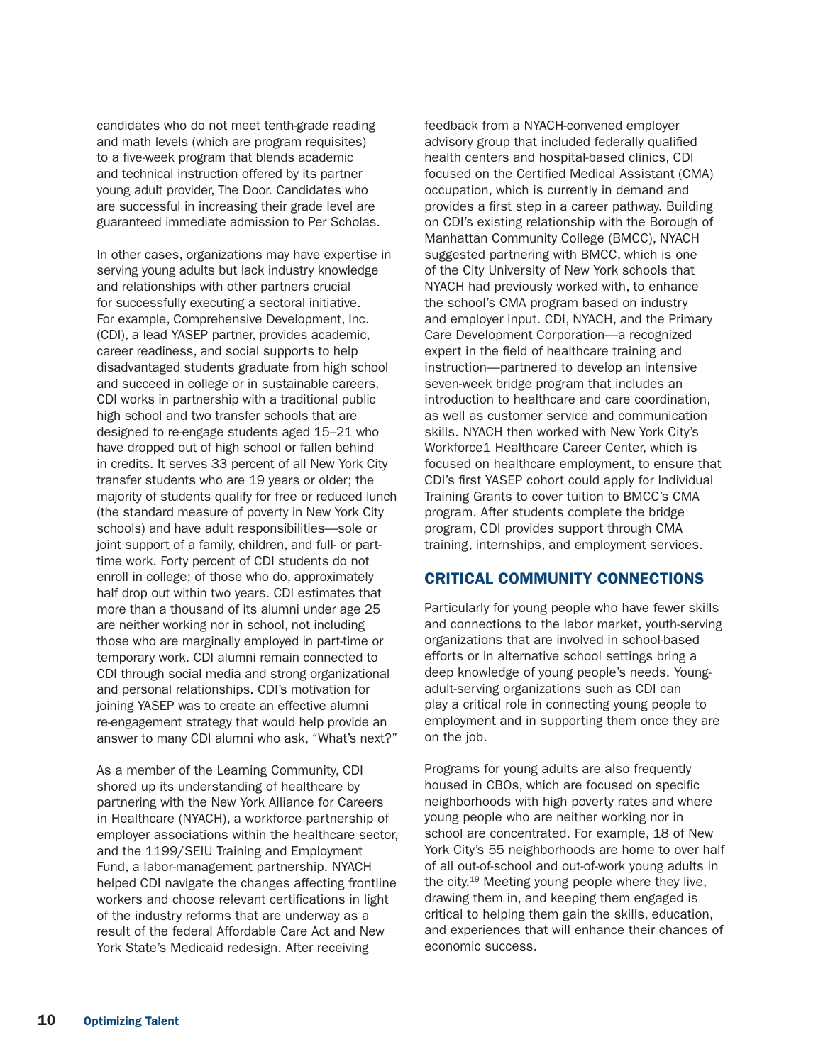candidates who do not meet tenth-grade reading and math levels (which are program requisites) to a five-week program that blends academic and technical instruction offered by its partner young adult provider, The Door. Candidates who are successful in increasing their grade level are guaranteed immediate admission to Per Scholas.

In other cases, organizations may have expertise in serving young adults but lack industry knowledge and relationships with other partners crucial for successfully executing a sectoral initiative. For example, Comprehensive Development, Inc. (CDI), a lead YASEP partner, provides academic, career readiness, and social supports to help disadvantaged students graduate from high school and succeed in college or in sustainable careers. CDI works in partnership with a traditional public high school and two transfer schools that are designed to re-engage students aged 15–21 who have dropped out of high school or fallen behind in credits. It serves 33 percent of all New York City transfer students who are 19 years or older; the majority of students qualify for free or reduced lunch (the standard measure of poverty in New York City schools) and have adult responsibilities—sole or joint support of a family, children, and full- or part-time work. Forty percent of CDI students do not enroll in college; of those who do, approximately half drop out within two years. CDI estimates that more than a thousand of its alumni under age 25 are neither working nor in school, not including those who are marginally employed in part-time or temporary work. CDI alumni remain connected to CDI through social media and strong organizational and personal relationships. CDI's motivation for joining YASEP was to create an effective alumni re-engagement strategy that would help provide an answer to many CDI alumni who ask, "What's next?"

As a member of the Learning Community, CDI shored up its understanding of healthcare by partnering with the New York Alliance for Careers in Healthcare (NYACH), a workforce partnership of employer associations within the healthcare sector, and the 1199/SEIU Training and Employment Fund, a labor-management partnership. NYACH helped CDI navigate the changes affecting frontline workers and choose relevant certifications in light of the industry reforms that are underway as a result of the federal Affordable Care Act and New York State's Medicaid redesign. After receiving feedback from a NYACH-convened employer advisory group that included federally qualified health centers and hospital-based clinics, CDI focused on the Certified Medical Assistant (CMA) occupation, which is currently in demand and provides a first step in a career pathway. Building on CDI's existing relationship with the Borough of Manhattan Community College (BMCC), NYACH suggested partnering with BMCC, which is one of the City University of New York schools that NYACH had previously worked with, to enhance the school's CMA program based on industry and employer input. CDI, NYACH, and the Primary Care Development Corporation—a recognized expert in the field of healthcare training and instruction—partnered to develop an intensive seven-week bridge program that includes an introduction to healthcare and care coordination, as well as customer service and communication skills. NYACH then worked with New York City's Workforce1 Healthcare Career Center, which is focused on healthcare employment, to ensure that CDI's first YASEP cohort could apply for Individual Training Grants to cover tuition to BMCC's CMA program. After students complete the bridge program, CDI provides support through CMA training, internships, and employment services.

## CRITICAL COMMUNITY CONNECTIONS

Particularly for young people who have fewer skills and connections to the labor market, youth-serving organizations that are involved in school-based efforts or in alternative school settings bring a deep knowledge of young people's needs. Young-adult-serving organizations such as CDI can play a critical role in connecting young people to employment and in supporting them once they are on the job.

Programs for young adults are also frequently housed in CBOs, which are focused on specific neighborhoods with high poverty rates and where young people who are neither working nor in school are concentrated. For example, 18 of New York City's 55 neighborhoods are home to over half of all out-of-school and out-of-work young adults in the city.[19] Meeting young people where they live, drawing them in, and keeping them engaged is critical to helping them gain the skills, education, and experiences that will enhance their chances of economic success.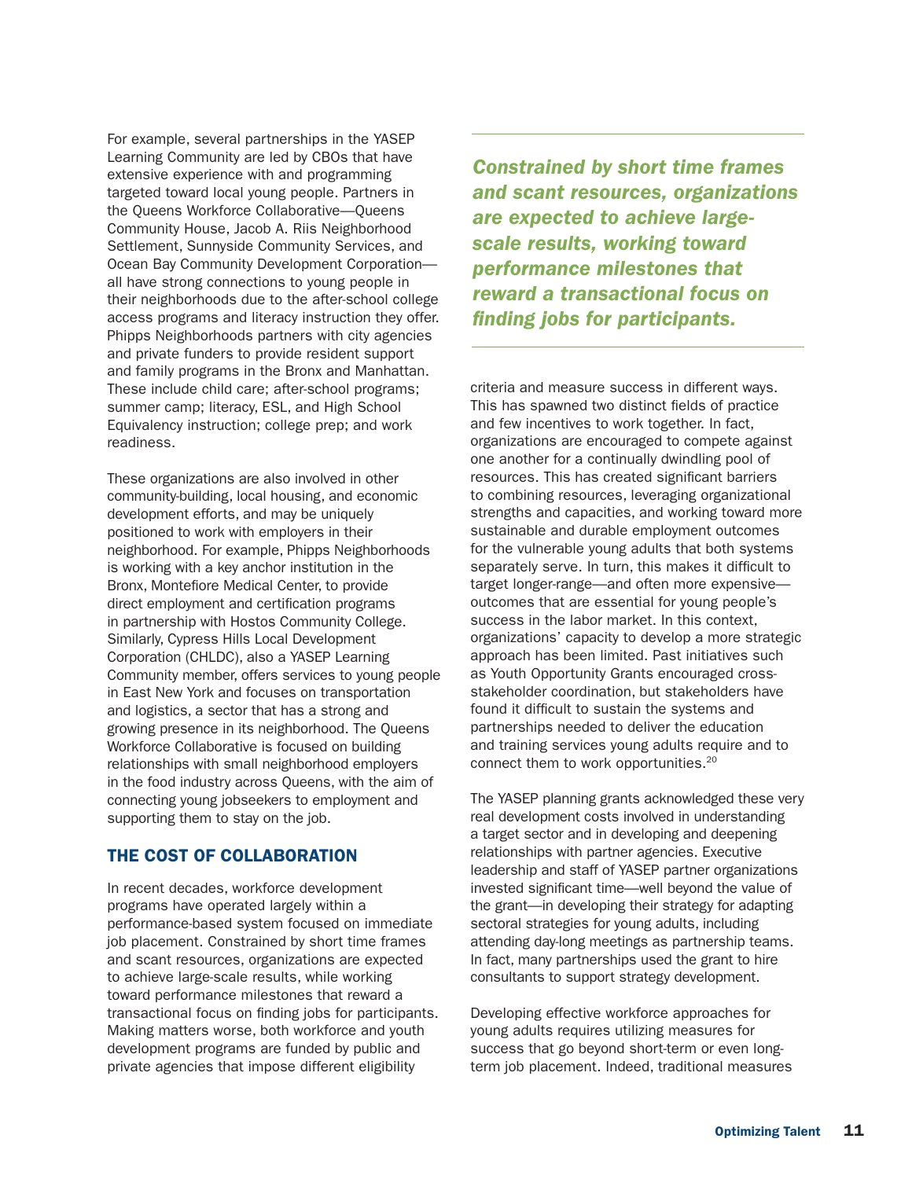For example, several partnerships in the YASEP Learning Community are led by CBOs that have extensive experience with and programming targeted toward local young people. Partners in the Queens Workforce Collaborative—Queens Community House, Jacob A. Riis Neighborhood Settlement, Sunnyside Community Services, and Ocean Bay Community Development Corporation—all have strong connections to young people in their neighborhoods due to the after-school college access programs and literacy instruction they offer. Phipps Neighborhoods partners with city agencies and private funders to provide resident support and family programs in the Bronx and Manhattan. These include child care; after-school programs; summer camp; literacy, ESL, and High School Equivalency instruction; college prep; and work readiness.

These organizations are also involved in other community-building, local housing, and economic development efforts, and may be uniquely positioned to work with employers in their neighborhood. For example, Phipps Neighborhoods is working with a key anchor institution in the Bronx, Montefiore Medical Center, to provide direct employment and certification programs in partnership with Hostos Community College. Similarly, Cypress Hills Local Development Corporation (CHLDC), also a YASEP Learning Community member, offers services to young people in East New York and focuses on transportation and logistics, a sector that has a strong and growing presence in its neighborhood. The Queens Workforce Collaborative is focused on building relationships with small neighborhood employers in the food industry across Queens, with the aim of connecting young jobseekers to employment and supporting them to stay on the job.

## THE COST OF COLLABORATION

In recent decades, workforce development programs have operated largely within a performance-based system focused on immediate job placement. Constrained by short time frames and scant resources, organizations are expected to achieve large-scale results, while working toward performance milestones that reward a transactional focus on finding jobs for participants. Making matters worse, both workforce and youth development programs are funded by public and private agencies that impose different eligibility criteria and measure success in different ways. This has spawned two distinct fields of practice and few incentives to work together. In fact, organizations are encouraged to compete against one another for a continually dwindling pool of resources. This has created significant barriers to combining resources, leveraging organizational strengths and capacities, and working toward more sustainable and durable employment outcomes for the vulnerable young adults that both systems separately serve. In turn, this makes it difficult to target longer-range—and often more expensive—outcomes that are essential for young people's success in the labor market. In this context, organizations' capacity to develop a more strategic approach has been limited. Past initiatives such as Youth Opportunity Grants encouraged cross-stakeholder coordination, but stakeholders have found it difficult to sustain the systems and partnerships needed to deliver the education and training services young adults require and to connect them to work opportunities.[20]

> ***Constrained by short time frames and scant resources, organizations are expected to achieve large-scale results, working toward performance milestones that reward a transactional focus on finding jobs for participants.***

The YASEP planning grants acknowledged these very real development costs involved in understanding a target sector and in developing and deepening relationships with partner agencies. Executive leadership and staff of YASEP partner organizations invested significant time—well beyond the value of the grant—in developing their strategy for adapting sectoral strategies for young adults, including attending day-long meetings as partnership teams. In fact, many partnerships used the grant to hire consultants to support strategy development.

Developing effective workforce approaches for young adults requires utilizing measures for success that go beyond short-term or even long-term job placement. Indeed, traditional measures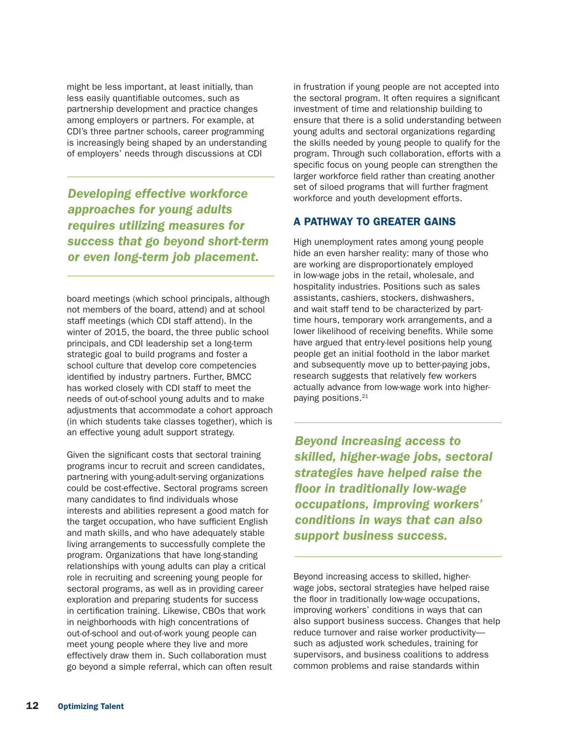might be less important, at least initially, than less easily quantifiable outcomes, such as partnership development and practice changes among employers or partners. For example, at CDI's three partner schools, career programming is increasingly being shaped by an understanding of employers' needs through discussions at CDI

*Developing effective workforce approaches for young adults requires utilizing measures for success that go beyond short-term or even long-term job placement.*

board meetings (which school principals, although not members of the board, attend) and at school staff meetings (which CDI staff attend). In the winter of 2015, the board, the three public school principals, and CDI leadership set a long-term strategic goal to build programs and foster a school culture that develop core competencies identified by industry partners. Further, BMCC has worked closely with CDI staff to meet the needs of out-of-school young adults and to make adjustments that accommodate a cohort approach (in which students take classes together), which is an effective young adult support strategy.

Given the significant costs that sectoral training programs incur to recruit and screen candidates, partnering with young-adult-serving organizations could be cost-effective. Sectoral programs screen many candidates to find individuals whose interests and abilities represent a good match for the target occupation, who have sufficient English and math skills, and who have adequately stable living arrangements to successfully complete the program. Organizations that have long-standing relationships with young adults can play a critical role in recruiting and screening young people for sectoral programs, as well as in providing career exploration and preparing students for success in certification training. Likewise, CBOs that work in neighborhoods with high concentrations of out-of-school and out-of-work young people can meet young people where they live and more effectively draw them in. Such collaboration must go beyond a simple referral, which can often result in frustration if young people are not accepted into the sectoral program. It often requires a significant investment of time and relationship building to ensure that there is a solid understanding between young adults and sectoral organizations regarding the skills needed by young people to qualify for the program. Through such collaboration, efforts with a specific focus on young people can strengthen the larger workforce field rather than creating another set of siloed programs that will further fragment workforce and youth development efforts.

## A PATHWAY TO GREATER GAINS

High unemployment rates among young people hide an even harsher reality: many of those who are working are disproportionately employed in low-wage jobs in the retail, wholesale, and hospitality industries. Positions such as sales assistants, cashiers, stockers, dishwashers, and wait staff tend to be characterized by part-time hours, temporary work arrangements, and a lower likelihood of receiving benefits. While some have argued that entry-level positions help young people get an initial foothold in the labor market and subsequently move up to better-paying jobs, research suggests that relatively few workers actually advance from low-wage work into higher-paying positions.[21]

*Beyond increasing access to skilled, higher-wage jobs, sectoral strategies have helped raise the floor in traditionally low-wage occupations, improving workers' conditions in ways that can also support business success.*

Beyond increasing access to skilled, higher-wage jobs, sectoral strategies have helped raise the floor in traditionally low-wage occupations, improving workers' conditions in ways that can also support business success. Changes that help reduce turnover and raise worker productivity—such as adjusted work schedules, training for supervisors, and business coalitions to address common problems and raise standards within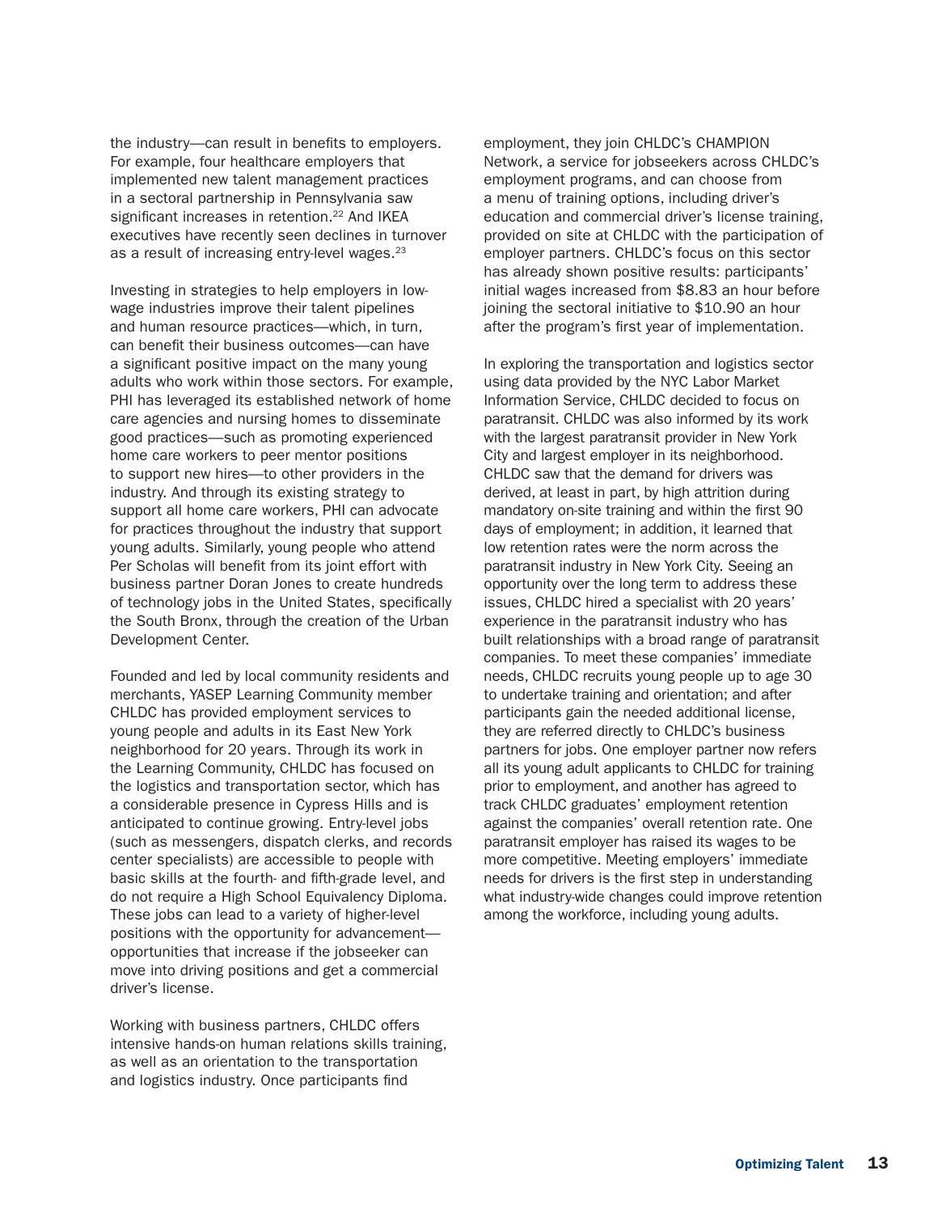the industry—can result in benefits to employers. For example, four healthcare employers that implemented new talent management practices in a sectoral partnership in Pennsylvania saw significant increases in retention.[22] And IKEA executives have recently seen declines in turnover as a result of increasing entry-level wages.[23]

Investing in strategies to help employers in low-wage industries improve their talent pipelines and human resource practices—which, in turn, can benefit their business outcomes—can have a significant positive impact on the many young adults who work within those sectors. For example, PHI has leveraged its established network of home care agencies and nursing homes to disseminate good practices—such as promoting experienced home care workers to peer mentor positions to support new hires—to other providers in the industry. And through its existing strategy to support all home care workers, PHI can advocate for practices throughout the industry that support young adults. Similarly, young people who attend Per Scholas will benefit from its joint effort with business partner Doran Jones to create hundreds of technology jobs in the United States, specifically the South Bronx, through the creation of the Urban Development Center.

Founded and led by local community residents and merchants, YASEP Learning Community member CHLDC has provided employment services to young people and adults in its East New York neighborhood for 20 years. Through its work in the Learning Community, CHLDC has focused on the logistics and transportation sector, which has a considerable presence in Cypress Hills and is anticipated to continue growing. Entry-level jobs (such as messengers, dispatch clerks, and records center specialists) are accessible to people with basic skills at the fourth- and fifth-grade level, and do not require a High School Equivalency Diploma. These jobs can lead to a variety of higher-level positions with the opportunity for advancement—opportunities that increase if the jobseeker can move into driving positions and get a commercial driver's license.

Working with business partners, CHLDC offers intensive hands-on human relations skills training, as well as an orientation to the transportation and logistics industry. Once participants find employment, they join CHLDC's CHAMPION Network, a service for jobseekers across CHLDC's employment programs, and can choose from a menu of training options, including driver's education and commercial driver's license training, provided on site at CHLDC with the participation of employer partners. CHLDC's focus on this sector has already shown positive results: participants' initial wages increased from $8.83 an hour before joining the sectoral initiative to $10.90 an hour after the program's first year of implementation.

In exploring the transportation and logistics sector using data provided by the NYC Labor Market Information Service, CHLDC decided to focus on paratransit. CHLDC was also informed by its work with the largest paratransit provider in New York City and largest employer in its neighborhood. CHLDC saw that the demand for drivers was derived, at least in part, by high attrition during mandatory on-site training and within the first 90 days of employment; in addition, it learned that low retention rates were the norm across the paratransit industry in New York City. Seeing an opportunity over the long term to address these issues, CHLDC hired a specialist with 20 years' experience in the paratransit industry who has built relationships with a broad range of paratransit companies. To meet these companies' immediate needs, CHLDC recruits young people up to age 30 to undertake training and orientation; and after participants gain the needed additional license, they are referred directly to CHLDC's business partners for jobs. One employer partner now refers all its young adult applicants to CHLDC for training prior to employment, and another has agreed to track CHLDC graduates' employment retention against the companies' overall retention rate. One paratransit employer has raised its wages to be more competitive. Meeting employers' immediate needs for drivers is the first step in understanding what industry-wide changes could improve retention among the workforce, including young adults.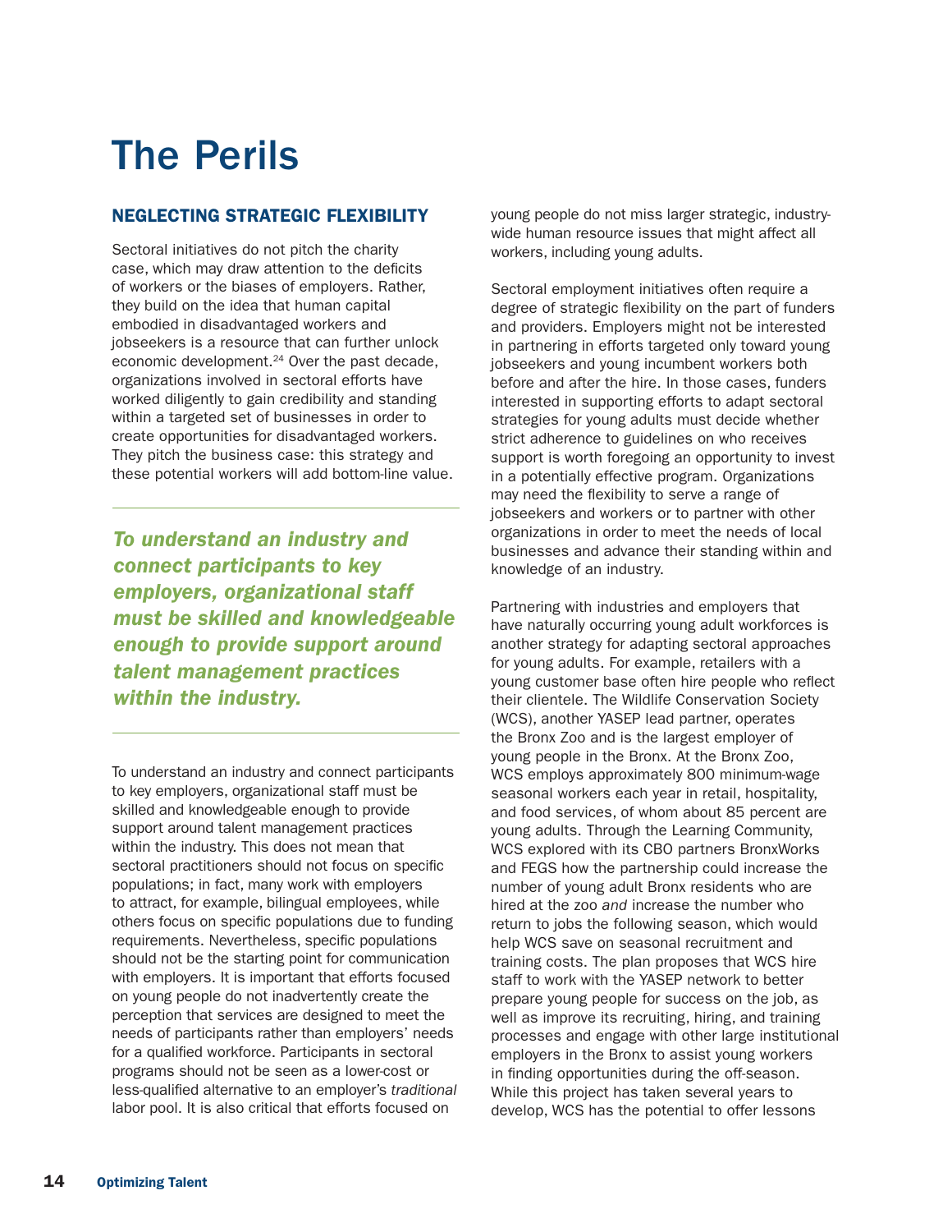# The Perils

## NEGLECTING STRATEGIC FLEXIBILITY

Sectoral initiatives do not pitch the charity case, which may draw attention to the deficits of workers or the biases of employers. Rather, they build on the idea that human capital embodied in disadvantaged workers and jobseekers is a resource that can further unlock economic development.[24] Over the past decade, organizations involved in sectoral efforts have worked diligently to gain credibility and standing within a targeted set of businesses in order to create opportunities for disadvantaged workers. They pitch the business case: this strategy and these potential workers will add bottom-line value.

***To understand an industry and connect participants to key employers, organizational staff must be skilled and knowledgeable enough to provide support around talent management practices within the industry.***

To understand an industry and connect participants to key employers, organizational staff must be skilled and knowledgeable enough to provide support around talent management practices within the industry. This does not mean that sectoral practitioners should not focus on specific populations; in fact, many work with employers to attract, for example, bilingual employees, while others focus on specific populations due to funding requirements. Nevertheless, specific populations should not be the starting point for communication with employers. It is important that efforts focused on young people do not inadvertently create the perception that services are designed to meet the needs of participants rather than employers' needs for a qualified workforce. Participants in sectoral programs should not be seen as a lower-cost or less-qualified alternative to an employer's *traditional* labor pool. It is also critical that efforts focused on young people do not miss larger strategic, industry-wide human resource issues that might affect all workers, including young adults.

Sectoral employment initiatives often require a degree of strategic flexibility on the part of funders and providers. Employers might not be interested in partnering in efforts targeted only toward young jobseekers and young incumbent workers both before and after the hire. In those cases, funders interested in supporting efforts to adapt sectoral strategies for young adults must decide whether strict adherence to guidelines on who receives support is worth foregoing an opportunity to invest in a potentially effective program. Organizations may need the flexibility to serve a range of jobseekers and workers or to partner with other organizations in order to meet the needs of local businesses and advance their standing within and knowledge of an industry.

Partnering with industries and employers that have naturally occurring young adult workforces is another strategy for adapting sectoral approaches for young adults. For example, retailers with a young customer base often hire people who reflect their clientele. The Wildlife Conservation Society (WCS), another YASEP lead partner, operates the Bronx Zoo and is the largest employer of young people in the Bronx. At the Bronx Zoo, WCS employs approximately 800 minimum-wage seasonal workers each year in retail, hospitality, and food services, of whom about 85 percent are young adults. Through the Learning Community, WCS explored with its CBO partners BronxWorks and FEGS how the partnership could increase the number of young adult Bronx residents who are hired at the zoo *and* increase the number who return to jobs the following season, which would help WCS save on seasonal recruitment and training costs. The plan proposes that WCS hire staff to work with the YASEP network to better prepare young people for success on the job, as well as improve its recruiting, hiring, and training processes and engage with other large institutional employers in the Bronx to assist young workers in finding opportunities during the off-season. While this project has taken several years to develop, WCS has the potential to offer lessons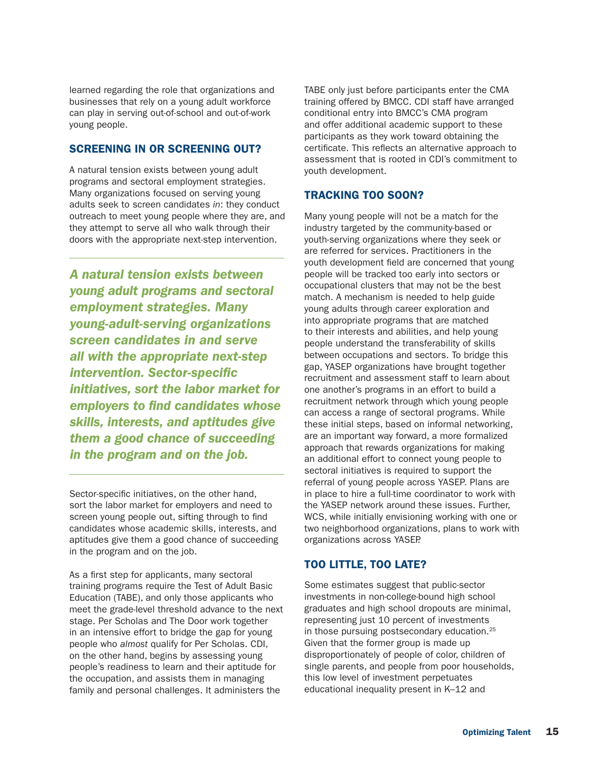learned regarding the role that organizations and businesses that rely on a young adult workforce can play in serving out-of-school and out-of-work young people.

## SCREENING IN OR SCREENING OUT?

A natural tension exists between young adult programs and sectoral employment strategies. Many organizations focused on serving young adults seek to screen candidates *in*: they conduct outreach to meet young people where they are, and they attempt to serve all who walk through their doors with the appropriate next-step intervention.

> ***A natural tension exists between young adult programs and sectoral employment strategies. Many young-adult-serving organizations screen candidates in and serve all with the appropriate next-step intervention. Sector-specific initiatives, sort the labor market for employers to find candidates whose skills, interests, and aptitudes give them a good chance of succeeding in the program and on the job.***

Sector-specific initiatives, on the other hand, sort the labor market for employers and need to screen young people out, sifting through to find candidates whose academic skills, interests, and aptitudes give them a good chance of succeeding in the program and on the job.

As a first step for applicants, many sectoral training programs require the Test of Adult Basic Education (TABE), and only those applicants who meet the grade-level threshold advance to the next stage. Per Scholas and The Door work together in an intensive effort to bridge the gap for young people who *almost* qualify for Per Scholas. CDI, on the other hand, begins by assessing young people's readiness to learn and their aptitude for the occupation, and assists them in managing family and personal challenges. It administers the TABE only just before participants enter the CMA training offered by BMCC. CDI staff have arranged conditional entry into BMCC's CMA program and offer additional academic support to these participants as they work toward obtaining the certificate. This reflects an alternative approach to assessment that is rooted in CDI's commitment to youth development.

## TRACKING TOO SOON?

Many young people will not be a match for the industry targeted by the community-based or youth-serving organizations where they seek or are referred for services. Practitioners in the youth development field are concerned that young people will be tracked too early into sectors or occupational clusters that may not be the best match. A mechanism is needed to help guide young adults through career exploration and into appropriate programs that are matched to their interests and abilities, and help young people understand the transferability of skills between occupations and sectors. To bridge this gap, YASEP organizations have brought together recruitment and assessment staff to learn about one another's programs in an effort to build a recruitment network through which young people can access a range of sectoral programs. While these initial steps, based on informal networking, are an important way forward, a more formalized approach that rewards organizations for making an additional effort to connect young people to sectoral initiatives is required to support the referral of young people across YASEP. Plans are in place to hire a full-time coordinator to work with the YASEP network around these issues. Further, WCS, while initially envisioning working with one or two neighborhood organizations, plans to work with organizations across YASEP.

## TOO LITTLE, TOO LATE?

Some estimates suggest that public-sector investments in non-college-bound high school graduates and high school dropouts are minimal, representing just 10 percent of investments in those pursuing postsecondary education.[25] Given that the former group is made up disproportionately of people of color, children of single parents, and people from poor households, this low level of investment perpetuates educational inequality present in K–12 and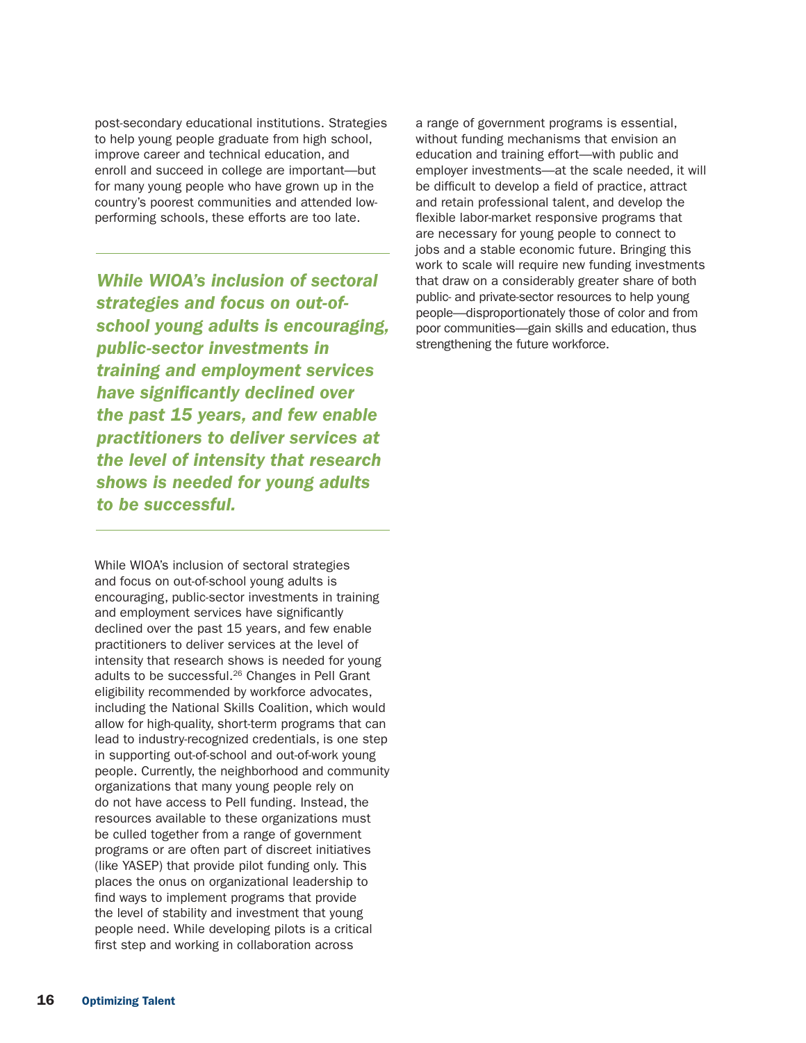post-secondary educational institutions. Strategies to help young people graduate from high school, improve career and technical education, and enroll and succeed in college are important—but for many young people who have grown up in the country's poorest communities and attended low-performing schools, these efforts are too late.

> ***While WIOA's inclusion of sectoral strategies and focus on out-of-school young adults is encouraging, public-sector investments in training and employment services have significantly declined over the past 15 years, and few enable practitioners to deliver services at the level of intensity that research shows is needed for young adults to be successful.***

While WIOA's inclusion of sectoral strategies and focus on out-of-school young adults is encouraging, public-sector investments in training and employment services have significantly declined over the past 15 years, and few enable practitioners to deliver services at the level of intensity that research shows is needed for young adults to be successful.[26] Changes in Pell Grant eligibility recommended by workforce advocates, including the National Skills Coalition, which would allow for high-quality, short-term programs that can lead to industry-recognized credentials, is one step in supporting out-of-school and out-of-work young people. Currently, the neighborhood and community organizations that many young people rely on do not have access to Pell funding. Instead, the resources available to these organizations must be culled together from a range of government programs or are often part of discreet initiatives (like YASEP) that provide pilot funding only. This places the onus on organizational leadership to find ways to implement programs that provide the level of stability and investment that young people need. While developing pilots is a critical first step and working in collaboration across a range of government programs is essential, without funding mechanisms that envision an education and training effort—with public and employer investments—at the scale needed, it will be difficult to develop a field of practice, attract and retain professional talent, and develop the flexible labor-market responsive programs that are necessary for young people to connect to jobs and a stable economic future. Bringing this work to scale will require new funding investments that draw on a considerably greater share of both public- and private-sector resources to help young people—disproportionately those of color and from poor communities—gain skills and education, thus strengthening the future workforce.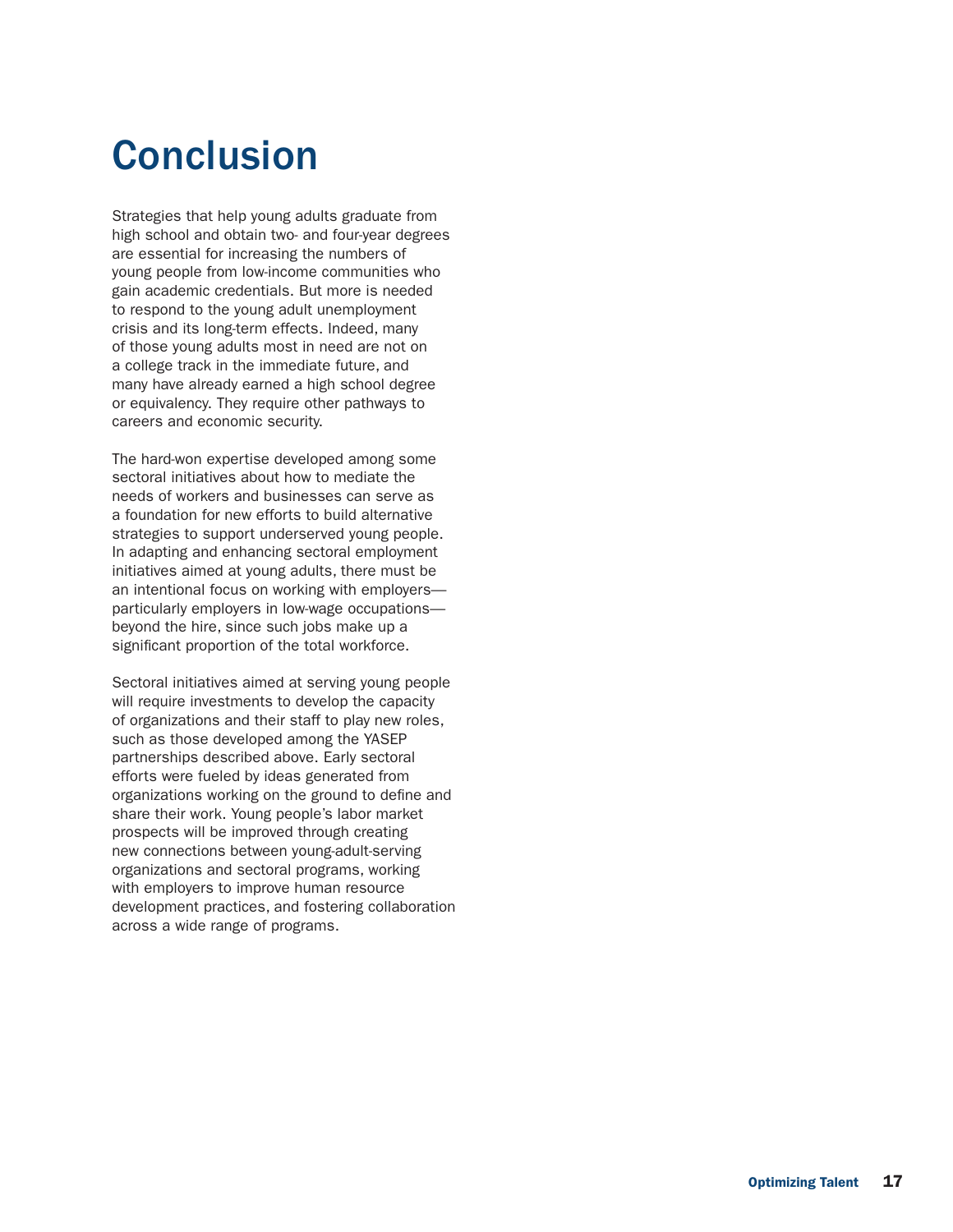# Conclusion

Strategies that help young adults graduate from high school and obtain two- and four-year degrees are essential for increasing the numbers of young people from low-income communities who gain academic credentials. But more is needed to respond to the young adult unemployment crisis and its long-term effects. Indeed, many of those young adults most in need are not on a college track in the immediate future, and many have already earned a high school degree or equivalency. They require other pathways to careers and economic security.

The hard-won expertise developed among some sectoral initiatives about how to mediate the needs of workers and businesses can serve as a foundation for new efforts to build alternative strategies to support underserved young people. In adapting and enhancing sectoral employment initiatives aimed at young adults, there must be an intentional focus on working with employers—particularly employers in low-wage occupations—beyond the hire, since such jobs make up a significant proportion of the total workforce.

Sectoral initiatives aimed at serving young people will require investments to develop the capacity of organizations and their staff to play new roles, such as those developed among the YASEP partnerships described above. Early sectoral efforts were fueled by ideas generated from organizations working on the ground to define and share their work. Young people's labor market prospects will be improved through creating new connections between young-adult-serving organizations and sectoral programs, working with employers to improve human resource development practices, and fostering collaboration across a wide range of programs.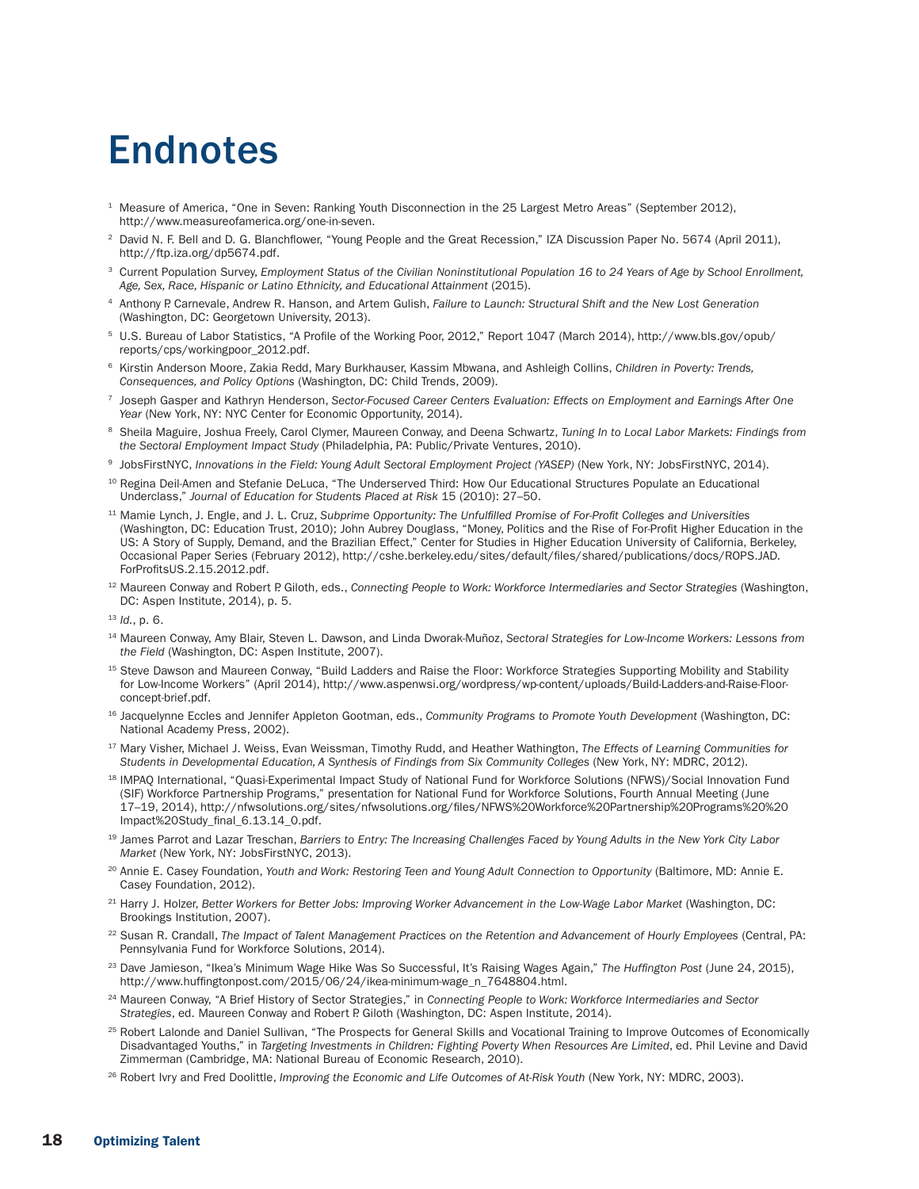# Endnotes

[1] Measure of America, "One in Seven: Ranking Youth Disconnection in the 25 Largest Metro Areas" (September 2012), http://www.measureofamerica.org/one-in-seven.

[2] David N. F. Bell and D. G. Blanchflower, "Young People and the Great Recession," IZA Discussion Paper No. 5674 (April 2011), http://ftp.iza.org/dp5674.pdf.

[3] Current Population Survey, *Employment Status of the Civilian Noninstitutional Population 16 to 24 Years of Age by School Enrollment, Age, Sex, Race, Hispanic or Latino Ethnicity, and Educational Attainment* (2015).

[4] Anthony P. Carnevale, Andrew R. Hanson, and Artem Gulish, *Failure to Launch: Structural Shift and the New Lost Generation* (Washington, DC: Georgetown University, 2013).

[5] U.S. Bureau of Labor Statistics, "A Profile of the Working Poor, 2012," Report 1047 (March 2014), http://www.bls.gov/opub/reports/cps/workingpoor_2012.pdf.

[6] Kirstin Anderson Moore, Zakia Redd, Mary Burkhauser, Kassim Mbwana, and Ashleigh Collins, *Children in Poverty: Trends, Consequences, and Policy Options* (Washington, DC: Child Trends, 2009).

[7] Joseph Gasper and Kathryn Henderson, *Sector-Focused Career Centers Evaluation: Effects on Employment and Earnings After One Year* (New York, NY: NYC Center for Economic Opportunity, 2014).

[8] Sheila Maguire, Joshua Freely, Carol Clymer, Maureen Conway, and Deena Schwartz, *Tuning In to Local Labor Markets: Findings from the Sectoral Employment Impact Study* (Philadelphia, PA: Public/Private Ventures, 2010).

[9] JobsFirstNYC, *Innovations in the Field: Young Adult Sectoral Employment Project (YASEP)* (New York, NY: JobsFirstNYC, 2014).

[10] Regina Deil-Amen and Stefanie DeLuca, "The Underserved Third: How Our Educational Structures Populate an Educational Underclass," *Journal of Education for Students Placed at Risk* 15 (2010): 27–50.

[11] Mamie Lynch, J. Engle, and J. L. Cruz, *Subprime Opportunity: The Unfulfilled Promise of For-Profit Colleges and Universities* (Washington, DC: Education Trust, 2010); John Aubrey Douglass, "Money, Politics and the Rise of For-Profit Higher Education in the US: A Story of Supply, Demand, and the Brazilian Effect," Center for Studies in Higher Education University of California, Berkeley, Occasional Paper Series (February 2012), http://cshe.berkeley.edu/sites/default/files/shared/publications/docs/ROPS.JAD.ForProfitsUS.2.15.2012.pdf.

[12] Maureen Conway and Robert P. Giloth, eds., *Connecting People to Work: Workforce Intermediaries and Sector Strategies* (Washington, DC: Aspen Institute, 2014), p. 5.

[13] *Id.*, p. 6.

[14] Maureen Conway, Amy Blair, Steven L. Dawson, and Linda Dworak-Muñoz, *Sectoral Strategies for Low-Income Workers: Lessons from the Field* (Washington, DC: Aspen Institute, 2007).

[15] Steve Dawson and Maureen Conway, "Build Ladders and Raise the Floor: Workforce Strategies Supporting Mobility and Stability for Low-Income Workers" (April 2014), http://www.aspenwsi.org/wordpress/wp-content/uploads/Build-Ladders-and-Raise-Floor-concept-brief.pdf.

[16] Jacquelynne Eccles and Jennifer Appleton Gootman, eds., *Community Programs to Promote Youth Development* (Washington, DC: National Academy Press, 2002).

[17] Mary Visher, Michael J. Weiss, Evan Weissman, Timothy Rudd, and Heather Wathington, *The Effects of Learning Communities for Students in Developmental Education, A Synthesis of Findings from Six Community Colleges* (New York, NY: MDRC, 2012).

[18] IMPAQ International, "Quasi-Experimental Impact Study of National Fund for Workforce Solutions (NFWS)/Social Innovation Fund (SIF) Workforce Partnership Programs," presentation for National Fund for Workforce Solutions, Fourth Annual Meeting (June 17–19, 2014), http://nfwsolutions.org/sites/nfwsolutions.org/files/NFWS%20Workforce%20Partnership%20Programs%20%20Impact%20Study_final_6.13.14_0.pdf.

[19] James Parrot and Lazar Treschan, *Barriers to Entry: The Increasing Challenges Faced by Young Adults in the New York City Labor Market* (New York, NY: JobsFirstNYC, 2013).

[20] Annie E. Casey Foundation, *Youth and Work: Restoring Teen and Young Adult Connection to Opportunity* (Baltimore, MD: Annie E. Casey Foundation, 2012).

[21] Harry J. Holzer, *Better Workers for Better Jobs: Improving Worker Advancement in the Low-Wage Labor Market* (Washington, DC: Brookings Institution, 2007).

[22] Susan R. Crandall, *The Impact of Talent Management Practices on the Retention and Advancement of Hourly Employees* (Central, PA: Pennsylvania Fund for Workforce Solutions, 2014).

[23] Dave Jamieson, "Ikea's Minimum Wage Hike Was So Successful, It's Raising Wages Again," *The Huffington Post* (June 24, 2015), http://www.huffingtonpost.com/2015/06/24/ikea-minimum-wage_n_7648804.html.

[24] Maureen Conway, "A Brief History of Sector Strategies," in *Connecting People to Work: Workforce Intermediaries and Sector Strategies*, ed. Maureen Conway and Robert P. Giloth (Washington, DC: Aspen Institute, 2014).

[25] Robert Lalonde and Daniel Sullivan, "The Prospects for General Skills and Vocational Training to Improve Outcomes of Economically Disadvantaged Youths," in *Targeting Investments in Children: Fighting Poverty When Resources Are Limited*, ed. Phil Levine and David Zimmerman (Cambridge, MA: National Bureau of Economic Research, 2010).

[26] Robert Ivry and Fred Doolittle, *Improving the Economic and Life Outcomes of At-Risk Youth* (New York, NY: MDRC, 2003).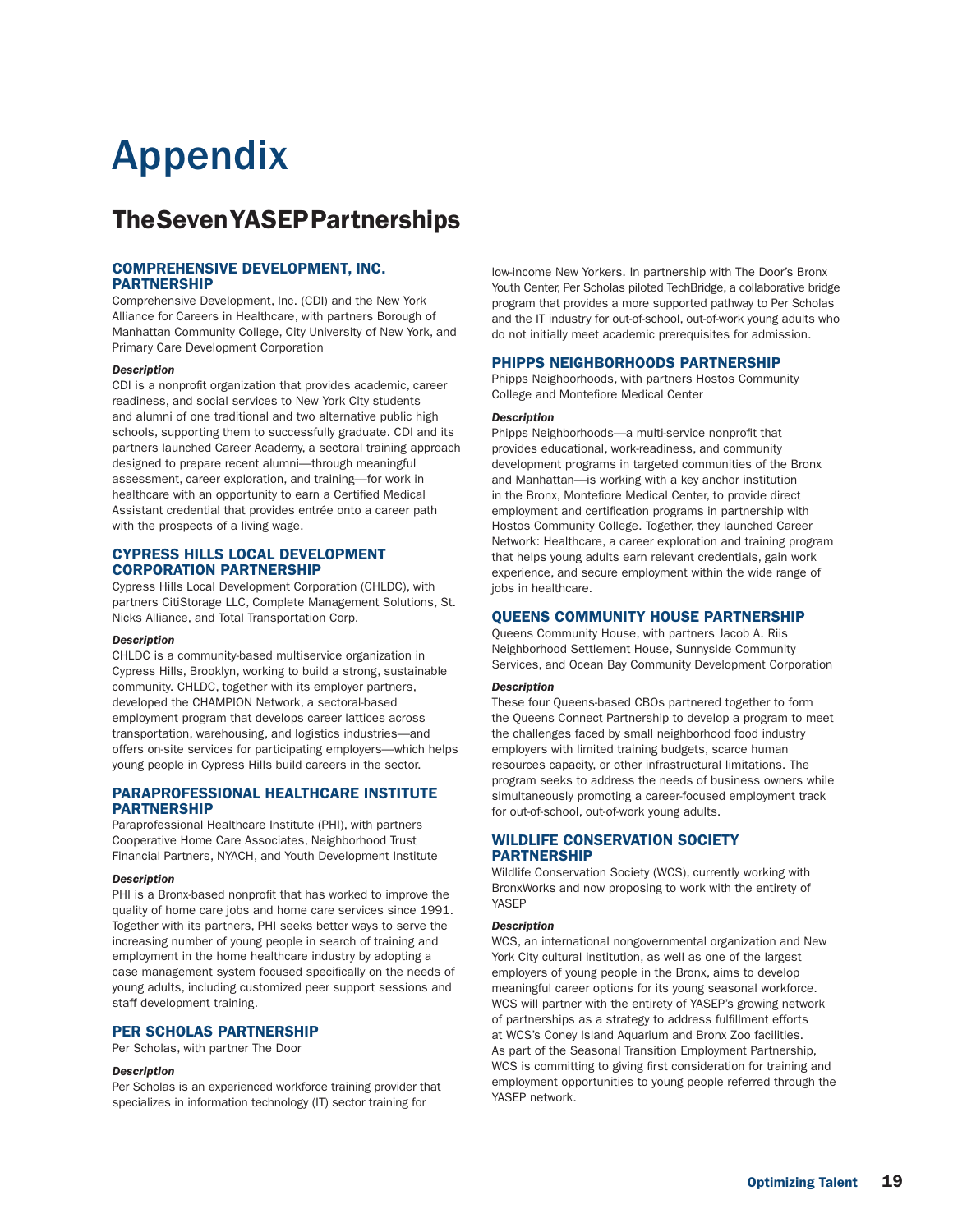# Appendix

## The Seven YASEP Partnerships

### COMPREHENSIVE DEVELOPMENT, INC. PARTNERSHIP

Comprehensive Development, Inc. (CDI) and the New York Alliance for Careers in Healthcare, with partners Borough of Manhattan Community College, City University of New York, and Primary Care Development Corporation

***Description***

CDI is a nonprofit organization that provides academic, career readiness, and social services to New York City students and alumni of one traditional and two alternative public high schools, supporting them to successfully graduate. CDI and its partners launched Career Academy, a sectoral training approach designed to prepare recent alumni—through meaningful assessment, career exploration, and training—for work in healthcare with an opportunity to earn a Certified Medical Assistant credential that provides entrée onto a career path with the prospects of a living wage.

### CYPRESS HILLS LOCAL DEVELOPMENT CORPORATION PARTNERSHIP

Cypress Hills Local Development Corporation (CHLDC), with partners CitiStorage LLC, Complete Management Solutions, St. Nicks Alliance, and Total Transportation Corp.

***Description***

CHLDC is a community-based multiservice organization in Cypress Hills, Brooklyn, working to build a strong, sustainable community. CHLDC, together with its employer partners, developed the CHAMPION Network, a sectoral-based employment program that develops career lattices across transportation, warehousing, and logistics industries—and offers on-site services for participating employers—which helps young people in Cypress Hills build careers in the sector.

### PARAPROFESSIONAL HEALTHCARE INSTITUTE PARTNERSHIP

Paraprofessional Healthcare Institute (PHI), with partners Cooperative Home Care Associates, Neighborhood Trust Financial Partners, NYACH, and Youth Development Institute

***Description***

PHI is a Bronx-based nonprofit that has worked to improve the quality of home care jobs and home care services since 1991. Together with its partners, PHI seeks better ways to serve the increasing number of young people in search of training and employment in the home healthcare industry by adopting a case management system focused specifically on the needs of young adults, including customized peer support sessions and staff development training.

### PER SCHOLAS PARTNERSHIP

Per Scholas, with partner The Door

***Description***

Per Scholas is an experienced workforce training provider that specializes in information technology (IT) sector training for low-income New Yorkers. In partnership with The Door's Bronx Youth Center, Per Scholas piloted TechBridge, a collaborative bridge program that provides a more supported pathway to Per Scholas and the IT industry for out-of-school, out-of-work young adults who do not initially meet academic prerequisites for admission.

### PHIPPS NEIGHBORHOODS PARTNERSHIP

Phipps Neighborhoods, with partners Hostos Community College and Montefiore Medical Center

***Description***

Phipps Neighborhoods—a multi-service nonprofit that provides educational, work-readiness, and community development programs in targeted communities of the Bronx and Manhattan—is working with a key anchor institution in the Bronx, Montefiore Medical Center, to provide direct employment and certification programs in partnership with Hostos Community College. Together, they launched Career Network: Healthcare, a career exploration and training program that helps young adults earn relevant credentials, gain work experience, and secure employment within the wide range of jobs in healthcare.

### QUEENS COMMUNITY HOUSE PARTNERSHIP

Queens Community House, with partners Jacob A. Riis Neighborhood Settlement House, Sunnyside Community Services, and Ocean Bay Community Development Corporation

***Description***

These four Queens-based CBOs partnered together to form the Queens Connect Partnership to develop a program to meet the challenges faced by small neighborhood food industry employers with limited training budgets, scarce human resources capacity, or other infrastructural limitations. The program seeks to address the needs of business owners while simultaneously promoting a career-focused employment track for out-of-school, out-of-work young adults.

### WILDLIFE CONSERVATION SOCIETY PARTNERSHIP

Wildlife Conservation Society (WCS), currently working with BronxWorks and now proposing to work with the entirety of YASEP

***Description***

WCS, an international nongovernmental organization and New York City cultural institution, as well as one of the largest employers of young people in the Bronx, aims to develop meaningful career options for its young seasonal workforce. WCS will partner with the entirety of YASEP's growing network of partnerships as a strategy to address fulfillment efforts at WCS's Coney Island Aquarium and Bronx Zoo facilities. As part of the Seasonal Transition Employment Partnership, WCS is committing to giving first consideration for training and employment opportunities to young people referred through the YASEP network.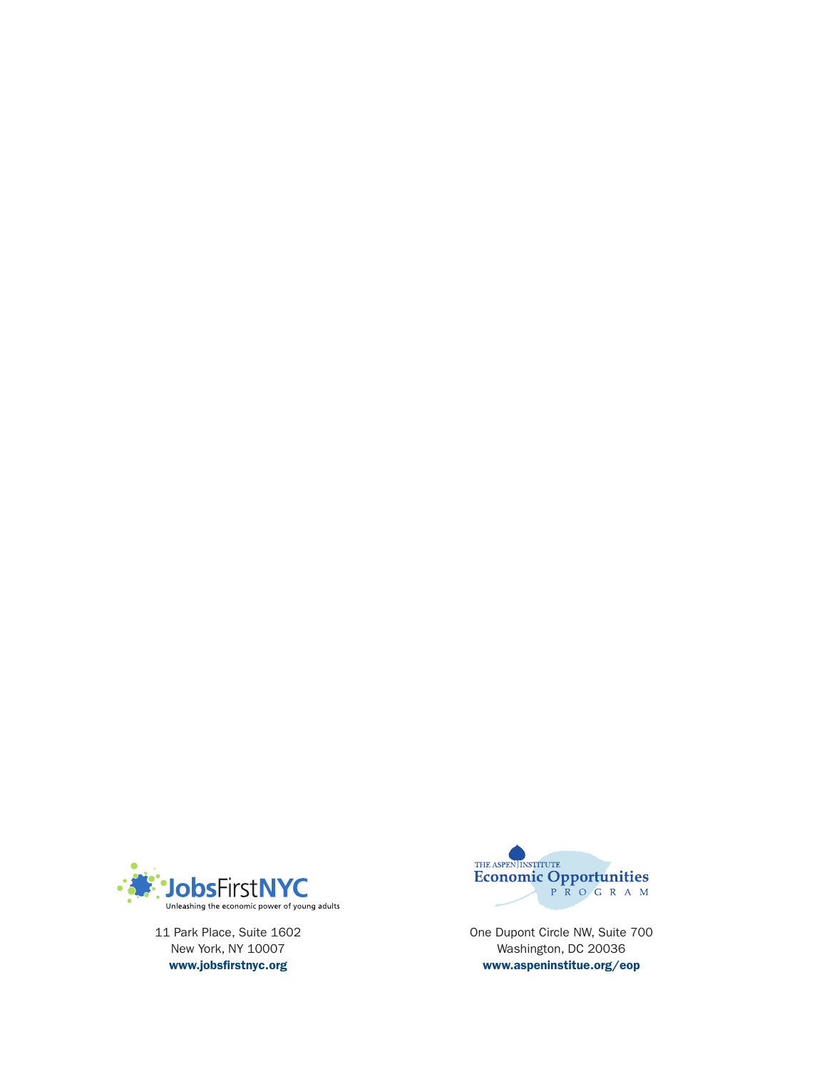JobsFirstNYC

Unleashing the economic power of young adults

11 Park Place, Suite 1602
New York, NY 10007
**www.jobsfirstnyc.org**

THE ASPEN INSTITUTE
Economic Opportunities
PROGRAM

One Dupont Circle NW, Suite 700
Washington, DC 20036
**www.aspeninstitue.org/eop**